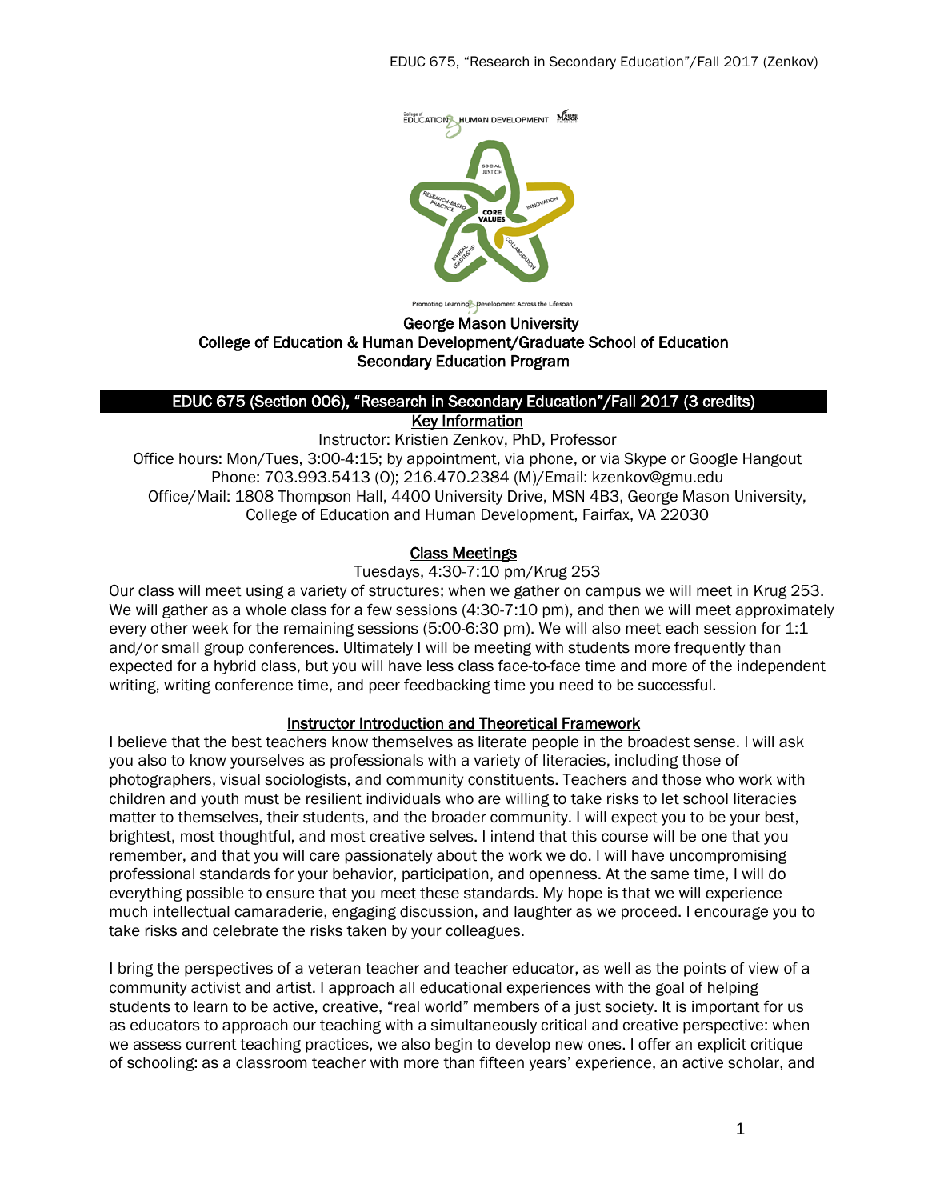George Mason University
College of Education & Human Development/Graduate School of Education
Secondary Education Program

# EDUC 675 (Section 006), "Research in Secondary Education"/Fall 2017 (3 credits)

## Key Information

Instructor: Kristien Zenkov, PhD, Professor
Office hours: Mon/Tues, 3:00-4:15; by appointment, via phone, or via Skype or Google Hangout
Phone: 703.993.5413 (O); 216.470.2384 (M)/Email: kzenkov@gmu.edu
Office/Mail: 1808 Thompson Hall, 4400 University Drive, MSN 4B3, George Mason University, College of Education and Human Development, Fairfax, VA 22030

## Class Meetings

Tuesdays, 4:30-7:10 pm/Krug 253

Our class will meet using a variety of structures; when we gather on campus we will meet in Krug 253. We will gather as a whole class for a few sessions (4:30-7:10 pm), and then we will meet approximately every other week for the remaining sessions (5:00-6:30 pm). We will also meet each session for 1:1 and/or small group conferences. Ultimately I will be meeting with students more frequently than expected for a hybrid class, but you will have less class face-to-face time and more of the independent writing, writing conference time, and peer feedbacking time you need to be successful.

## Instructor Introduction and Theoretical Framework

I believe that the best teachers know themselves as literate people in the broadest sense. I will ask you also to know yourselves as professionals with a variety of literacies, including those of photographers, visual sociologists, and community constituents. Teachers and those who work with children and youth must be resilient individuals who are willing to take risks to let school literacies matter to themselves, their students, and the broader community. I will expect you to be your best, brightest, most thoughtful, and most creative selves. I intend that this course will be one that you remember, and that you will care passionately about the work we do. I will have uncompromising professional standards for your behavior, participation, and openness. At the same time, I will do everything possible to ensure that you meet these standards. My hope is that we will experience much intellectual camaraderie, engaging discussion, and laughter as we proceed. I encourage you to take risks and celebrate the risks taken by your colleagues.

I bring the perspectives of a veteran teacher and teacher educator, as well as the points of view of a community activist and artist. I approach all educational experiences with the goal of helping students to learn to be active, creative, "real world" members of a just society. It is important for us as educators to approach our teaching with a simultaneously critical and creative perspective: when we assess current teaching practices, we also begin to develop new ones. I offer an explicit critique of schooling: as a classroom teacher with more than fifteen years' experience, an active scholar, and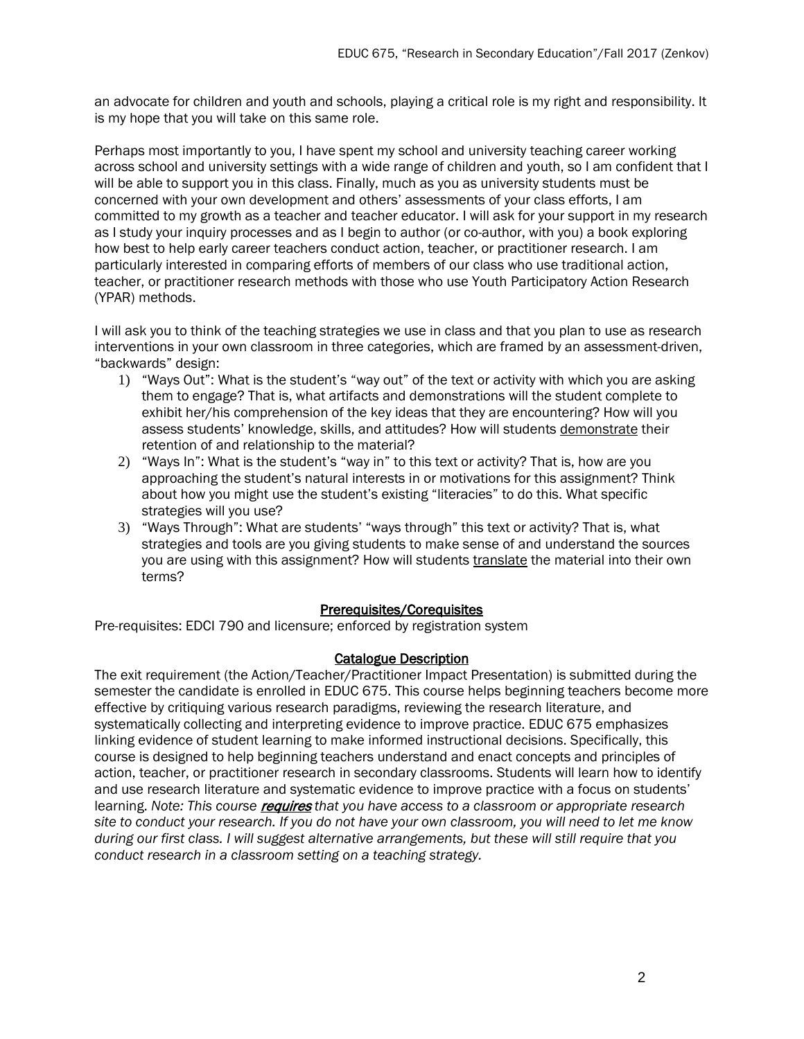an advocate for children and youth and schools, playing a critical role is my right and responsibility. It is my hope that you will take on this same role.

Perhaps most importantly to you, I have spent my school and university teaching career working across school and university settings with a wide range of children and youth, so I am confident that I will be able to support you in this class. Finally, much as you as university students must be concerned with your own development and others' assessments of your class efforts, I am committed to my growth as a teacher and teacher educator. I will ask for your support in my research as I study your inquiry processes and as I begin to author (or co-author, with you) a book exploring how best to help early career teachers conduct action, teacher, or practitioner research. I am particularly interested in comparing efforts of members of our class who use traditional action, teacher, or practitioner research methods with those who use Youth Participatory Action Research (YPAR) methods.

I will ask you to think of the teaching strategies we use in class and that you plan to use as research interventions in your own classroom in three categories, which are framed by an assessment-driven, "backwards" design:

1) "Ways Out": What is the student's "way out" of the text or activity with which you are asking them to engage? That is, what artifacts and demonstrations will the student complete to exhibit her/his comprehension of the key ideas that they are encountering? How will you assess students' knowledge, skills, and attitudes? How will students <u>demonstrate</u> their retention of and relationship to the material?
2) "Ways In": What is the student's "way in" to this text or activity? That is, how are you approaching the student's natural interests in or motivations for this assignment? Think about how you might use the student's existing "literacies" to do this. What specific strategies will you use?
3) "Ways Through": What are students' "ways through" this text or activity? That is, what strategies and tools are you giving students to make sense of and understand the sources you are using with this assignment? How will students <u>translate</u> the material into their own terms?

## <u>Prerequisites/Corequisites</u>

Pre-requisites: EDCI 790 and licensure; enforced by registration system

## <u>Catalogue Description</u>

The exit requirement (the Action/Teacher/Practitioner Impact Presentation) is submitted during the semester the candidate is enrolled in EDUC 675. This course helps beginning teachers become more effective by critiquing various research paradigms, reviewing the research literature, and systematically collecting and interpreting evidence to improve practice. EDUC 675 emphasizes linking evidence of student learning to make informed instructional decisions. Specifically, this course is designed to help beginning teachers understand and enact concepts and principles of action, teacher, or practitioner research in secondary classrooms. Students will learn how to identify and use research literature and systematic evidence to improve practice with a focus on students' learning. *Note: This course **<u>requires</u>** that you have access to a classroom or appropriate research site to conduct your research. If you do not have your own classroom, you will need to let me know during our first class. I will suggest alternative arrangements, but these will still require that you conduct research in a classroom setting on a teaching strategy.*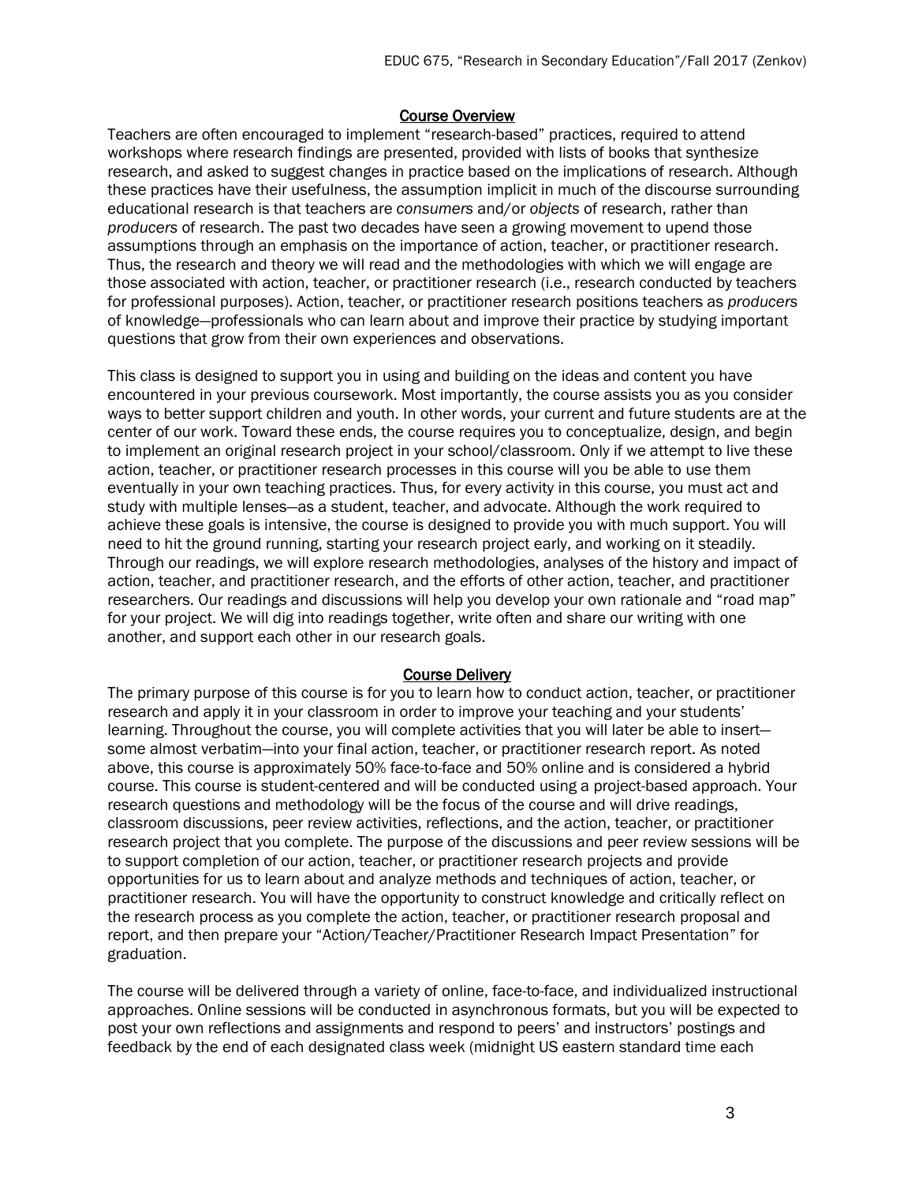## Course Overview

Teachers are often encouraged to implement "research-based" practices, required to attend workshops where research findings are presented, provided with lists of books that synthesize research, and asked to suggest changes in practice based on the implications of research. Although these practices have their usefulness, the assumption implicit in much of the discourse surrounding educational research is that teachers are *consumers* and/or *objects* of research, rather than *producers* of research. The past two decades have seen a growing movement to upend those assumptions through an emphasis on the importance of action, teacher, or practitioner research. Thus, the research and theory we will read and the methodologies with which we will engage are those associated with action, teacher, or practitioner research (i.e., research conducted by teachers for professional purposes). Action, teacher, or practitioner research positions teachers as *producers* of knowledge—professionals who can learn about and improve their practice by studying important questions that grow from their own experiences and observations.

This class is designed to support you in using and building on the ideas and content you have encountered in your previous coursework. Most importantly, the course assists you as you consider ways to better support children and youth. In other words, your current and future students are at the center of our work. Toward these ends, the course requires you to conceptualize, design, and begin to implement an original research project in your school/classroom. Only if we attempt to live these action, teacher, or practitioner research processes in this course will you be able to use them eventually in your own teaching practices. Thus, for every activity in this course, you must act and study with multiple lenses—as a student, teacher, and advocate. Although the work required to achieve these goals is intensive, the course is designed to provide you with much support. You will need to hit the ground running, starting your research project early, and working on it steadily. Through our readings, we will explore research methodologies, analyses of the history and impact of action, teacher, and practitioner research, and the efforts of other action, teacher, and practitioner researchers. Our readings and discussions will help you develop your own rationale and "road map" for your project. We will dig into readings together, write often and share our writing with one another, and support each other in our research goals.

## Course Delivery

The primary purpose of this course is for you to learn how to conduct action, teacher, or practitioner research and apply it in your classroom in order to improve your teaching and your students' learning. Throughout the course, you will complete activities that you will later be able to insert—some almost verbatim—into your final action, teacher, or practitioner research report. As noted above, this course is approximately 50% face-to-face and 50% online and is considered a hybrid course. This course is student-centered and will be conducted using a project-based approach. Your research questions and methodology will be the focus of the course and will drive readings, classroom discussions, peer review activities, reflections, and the action, teacher, or practitioner research project that you complete. The purpose of the discussions and peer review sessions will be to support completion of our action, teacher, or practitioner research projects and provide opportunities for us to learn about and analyze methods and techniques of action, teacher, or practitioner research. You will have the opportunity to construct knowledge and critically reflect on the research process as you complete the action, teacher, or practitioner research proposal and report, and then prepare your "Action/Teacher/Practitioner Research Impact Presentation" for graduation.

The course will be delivered through a variety of online, face-to-face, and individualized instructional approaches. Online sessions will be conducted in asynchronous formats, but you will be expected to post your own reflections and assignments and respond to peers' and instructors' postings and feedback by the end of each designated class week (midnight US eastern standard time each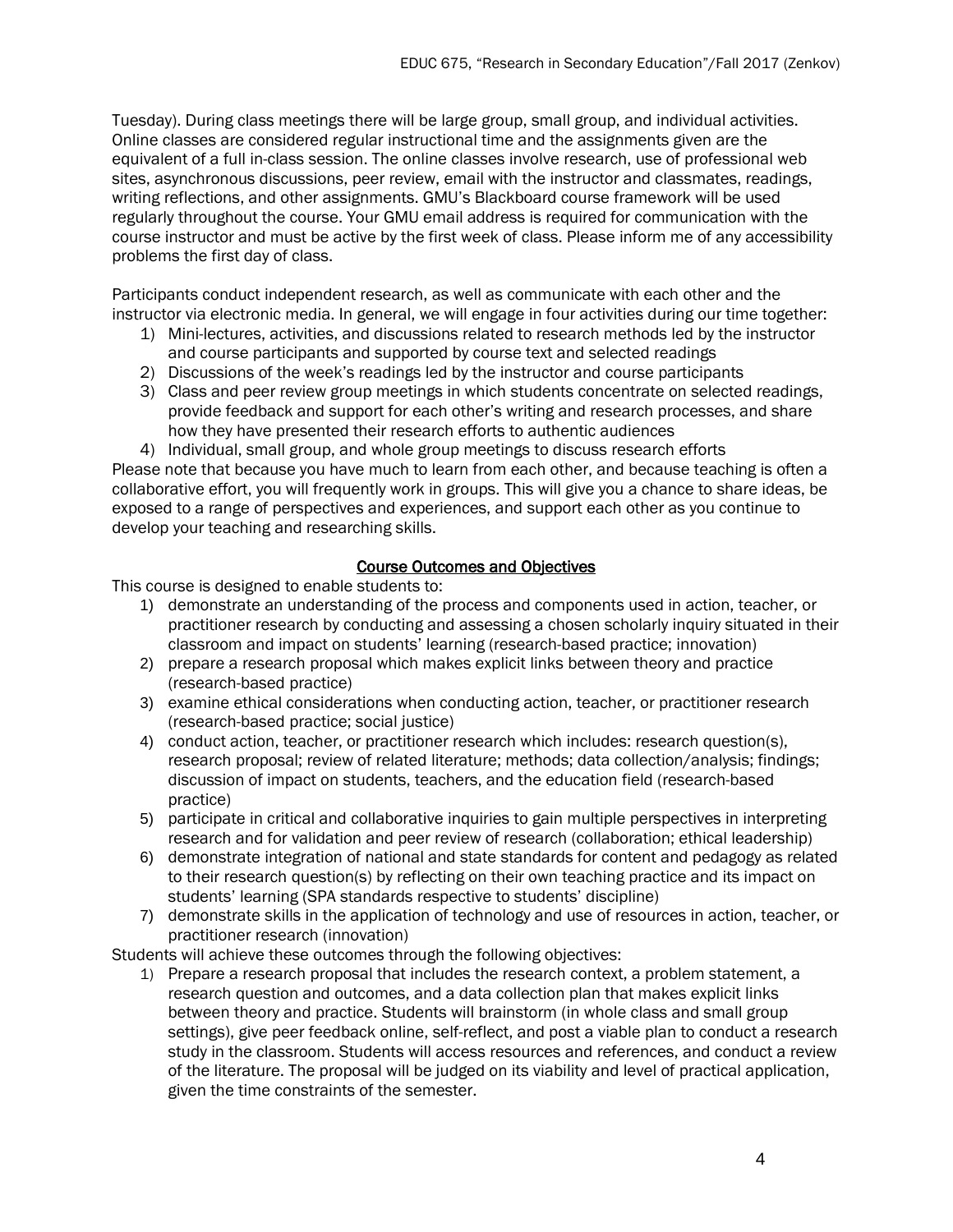Tuesday). During class meetings there will be large group, small group, and individual activities. Online classes are considered regular instructional time and the assignments given are the equivalent of a full in-class session. The online classes involve research, use of professional web sites, asynchronous discussions, peer review, email with the instructor and classmates, readings, writing reflections, and other assignments. GMU's Blackboard course framework will be used regularly throughout the course. Your GMU email address is required for communication with the course instructor and must be active by the first week of class. Please inform me of any accessibility problems the first day of class.

Participants conduct independent research, as well as communicate with each other and the instructor via electronic media. In general, we will engage in four activities during our time together:

1) Mini-lectures, activities, and discussions related to research methods led by the instructor and course participants and supported by course text and selected readings
2) Discussions of the week's readings led by the instructor and course participants
3) Class and peer review group meetings in which students concentrate on selected readings, provide feedback and support for each other's writing and research processes, and share how they have presented their research efforts to authentic audiences
4) Individual, small group, and whole group meetings to discuss research efforts

Please note that because you have much to learn from each other, and because teaching is often a collaborative effort, you will frequently work in groups. This will give you a chance to share ideas, be exposed to a range of perspectives and experiences, and support each other as you continue to develop your teaching and researching skills.

## Course Outcomes and Objectives

This course is designed to enable students to:

1) demonstrate an understanding of the process and components used in action, teacher, or practitioner research by conducting and assessing a chosen scholarly inquiry situated in their classroom and impact on students' learning (research-based practice; innovation)
2) prepare a research proposal which makes explicit links between theory and practice (research-based practice)
3) examine ethical considerations when conducting action, teacher, or practitioner research (research-based practice; social justice)
4) conduct action, teacher, or practitioner research which includes: research question(s), research proposal; review of related literature; methods; data collection/analysis; findings; discussion of impact on students, teachers, and the education field (research-based practice)
5) participate in critical and collaborative inquiries to gain multiple perspectives in interpreting research and for validation and peer review of research (collaboration; ethical leadership)
6) demonstrate integration of national and state standards for content and pedagogy as related to their research question(s) by reflecting on their own teaching practice and its impact on students' learning (SPA standards respective to students' discipline)
7) demonstrate skills in the application of technology and use of resources in action, teacher, or practitioner research (innovation)

Students will achieve these outcomes through the following objectives:

1) Prepare a research proposal that includes the research context, a problem statement, a research question and outcomes, and a data collection plan that makes explicit links between theory and practice. Students will brainstorm (in whole class and small group settings), give peer feedback online, self-reflect, and post a viable plan to conduct a research study in the classroom. Students will access resources and references, and conduct a review of the literature. The proposal will be judged on its viability and level of practical application, given the time constraints of the semester.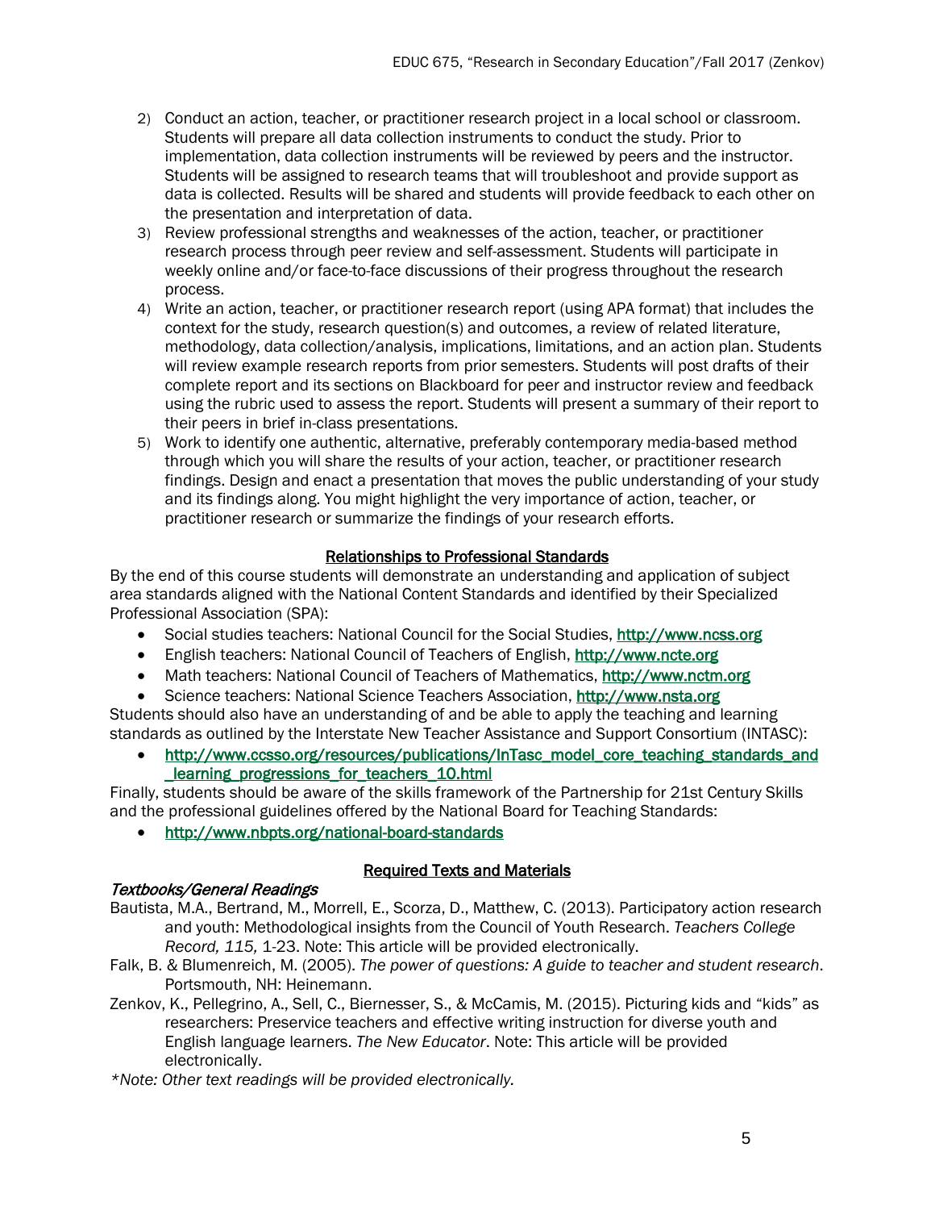2) Conduct an action, teacher, or practitioner research project in a local school or classroom. Students will prepare all data collection instruments to conduct the study. Prior to implementation, data collection instruments will be reviewed by peers and the instructor. Students will be assigned to research teams that will troubleshoot and provide support as data is collected. Results will be shared and students will provide feedback to each other on the presentation and interpretation of data.
3) Review professional strengths and weaknesses of the action, teacher, or practitioner research process through peer review and self-assessment. Students will participate in weekly online and/or face-to-face discussions of their progress throughout the research process.
4) Write an action, teacher, or practitioner research report (using APA format) that includes the context for the study, research question(s) and outcomes, a review of related literature, methodology, data collection/analysis, implications, limitations, and an action plan. Students will review example research reports from prior semesters. Students will post drafts of their complete report and its sections on Blackboard for peer and instructor review and feedback using the rubric used to assess the report. Students will present a summary of their report to their peers in brief in-class presentations.
5) Work to identify one authentic, alternative, preferably contemporary media-based method through which you will share the results of your action, teacher, or practitioner research findings. Design and enact a presentation that moves the public understanding of your study and its findings along. You might highlight the very importance of action, teacher, or practitioner research or summarize the findings of your research efforts.

## Relationships to Professional Standards

By the end of this course students will demonstrate an understanding and application of subject area standards aligned with the National Content Standards and identified by their Specialized Professional Association (SPA):

- Social studies teachers: National Council for the Social Studies, http://www.ncss.org
- English teachers: National Council of Teachers of English, http://www.ncte.org
- Math teachers: National Council of Teachers of Mathematics, http://www.nctm.org
- Science teachers: National Science Teachers Association, http://www.nsta.org

Students should also have an understanding of and be able to apply the teaching and learning standards as outlined by the Interstate New Teacher Assistance and Support Consortium (INTASC):

- http://www.ccsso.org/resources/publications/InTasc_model_core_teaching_standards_and_learning_progressions_for_teachers_10.html

Finally, students should be aware of the skills framework of the Partnership for 21st Century Skills and the professional guidelines offered by the National Board for Teaching Standards:

- http://www.nbpts.org/national-board-standards

## Required Texts and Materials

*Textbooks/General Readings*

Bautista, M.A., Bertrand, M., Morrell, E., Scorza, D., Matthew, C. (2013). Participatory action research and youth: Methodological insights from the Council of Youth Research. *Teachers College Record, 115,* 1-23. Note: This article will be provided electronically.

Falk, B. & Blumenreich, M. (2005). *The power of questions: A guide to teacher and student research*. Portsmouth, NH: Heinemann.

Zenkov, K., Pellegrino, A., Sell, C., Biernesser, S., & McCamis, M. (2015). Picturing kids and "kids" as researchers: Preservice teachers and effective writing instruction for diverse youth and English language learners. *The New Educator*. Note: This article will be provided electronically.

*\*Note: Other text readings will be provided electronically.*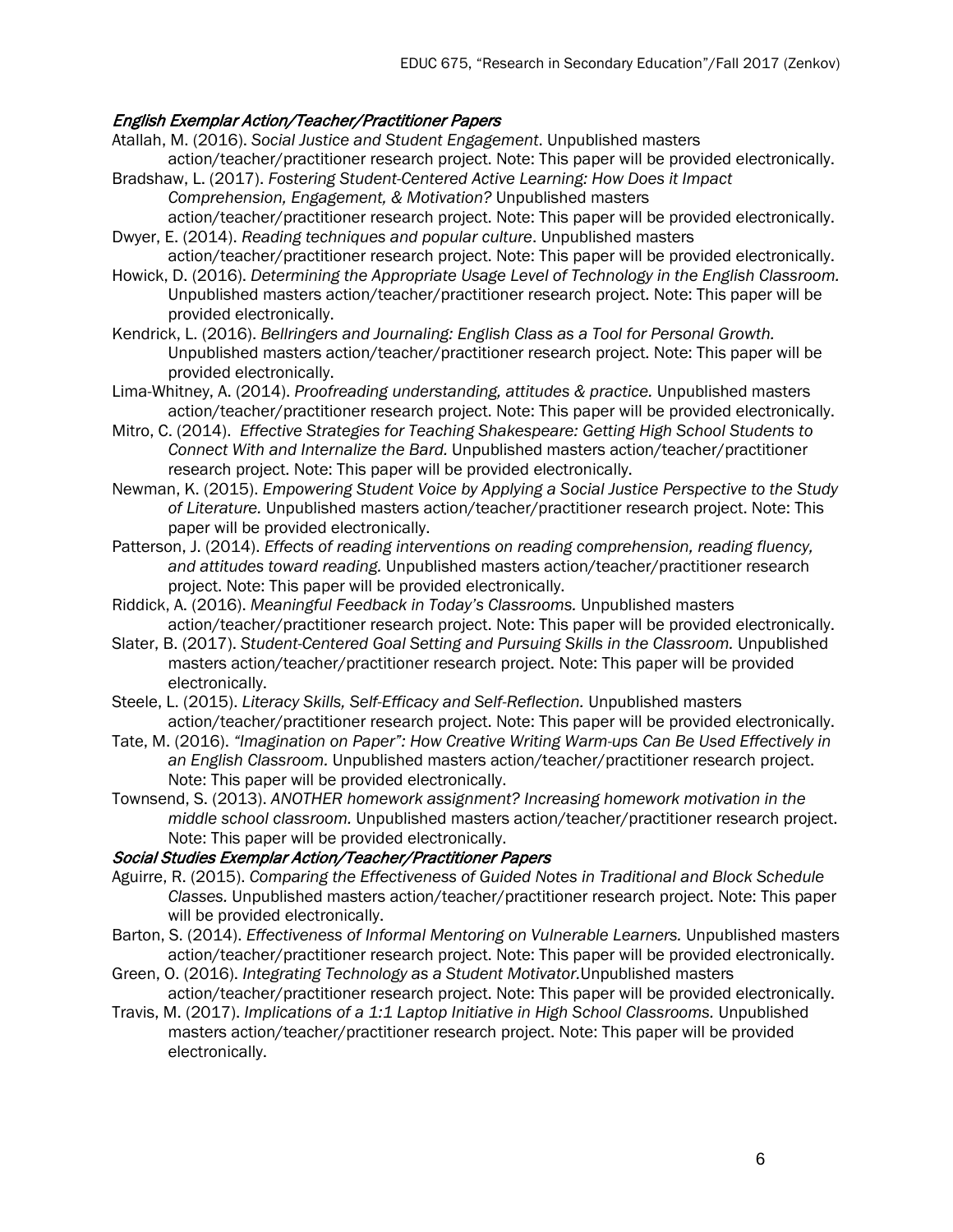### *English Exemplar Action/Teacher/Practitioner Papers*

Atallah, M. (2016). *Social Justice and Student Engagement*. Unpublished masters action/teacher/practitioner research project. Note: This paper will be provided electronically.

Bradshaw, L. (2017). *Fostering Student-Centered Active Learning: How Does it Impact Comprehension, Engagement, & Motivation?* Unpublished masters action/teacher/practitioner research project. Note: This paper will be provided electronically.

Dwyer, E. (2014). *Reading techniques and popular culture*. Unpublished masters action/teacher/practitioner research project. Note: This paper will be provided electronically.

Howick, D. (2016). *Determining the Appropriate Usage Level of Technology in the English Classroom.* Unpublished masters action/teacher/practitioner research project. Note: This paper will be provided electronically.

Kendrick, L. (2016). *Bellringers and Journaling: English Class as a Tool for Personal Growth.* Unpublished masters action/teacher/practitioner research project. Note: This paper will be provided electronically.

Lima-Whitney, A. (2014). *Proofreading understanding, attitudes & practice.* Unpublished masters action/teacher/practitioner research project. Note: This paper will be provided electronically.

Mitro, C. (2014). *Effective Strategies for Teaching Shakespeare: Getting High School Students to Connect With and Internalize the Bard.* Unpublished masters action/teacher/practitioner research project. Note: This paper will be provided electronically.

Newman, K. (2015). *Empowering Student Voice by Applying a Social Justice Perspective to the Study of Literature.* Unpublished masters action/teacher/practitioner research project. Note: This paper will be provided electronically.

Patterson, J. (2014). *Effects of reading interventions on reading comprehension, reading fluency, and attitudes toward reading.* Unpublished masters action/teacher/practitioner research project. Note: This paper will be provided electronically.

Riddick, A. (2016). *Meaningful Feedback in Today's Classrooms.* Unpublished masters action/teacher/practitioner research project. Note: This paper will be provided electronically.

Slater, B. (2017). *Student-Centered Goal Setting and Pursuing Skills in the Classroom.* Unpublished masters action/teacher/practitioner research project. Note: This paper will be provided electronically.

Steele, L. (2015). *Literacy Skills, Self-Efficacy and Self-Reflection*. Unpublished masters action/teacher/practitioner research project. Note: This paper will be provided electronically.

Tate, M. (2016). *"Imagination on Paper": How Creative Writing Warm-ups Can Be Used Effectively in an English Classroom.* Unpublished masters action/teacher/practitioner research project. Note: This paper will be provided electronically.

Townsend, S. (2013). *ANOTHER homework assignment? Increasing homework motivation in the middle school classroom.* Unpublished masters action/teacher/practitioner research project. Note: This paper will be provided electronically.

### *Social Studies Exemplar Action/Teacher/Practitioner Papers*

Aguirre, R. (2015). *Comparing the Effectiveness of Guided Notes in Traditional and Block Schedule Classes.* Unpublished masters action/teacher/practitioner research project. Note: This paper will be provided electronically.

Barton, S. (2014). *Effectiveness of Informal Mentoring on Vulnerable Learners.* Unpublished masters action/teacher/practitioner research project. Note: This paper will be provided electronically.

Green, O. (2016). *Integrating Technology as a Student Motivator.*Unpublished masters action/teacher/practitioner research project. Note: This paper will be provided electronically.

Travis, M. (2017). *Implications of a 1:1 Laptop Initiative in High School Classrooms.* Unpublished masters action/teacher/practitioner research project. Note: This paper will be provided electronically.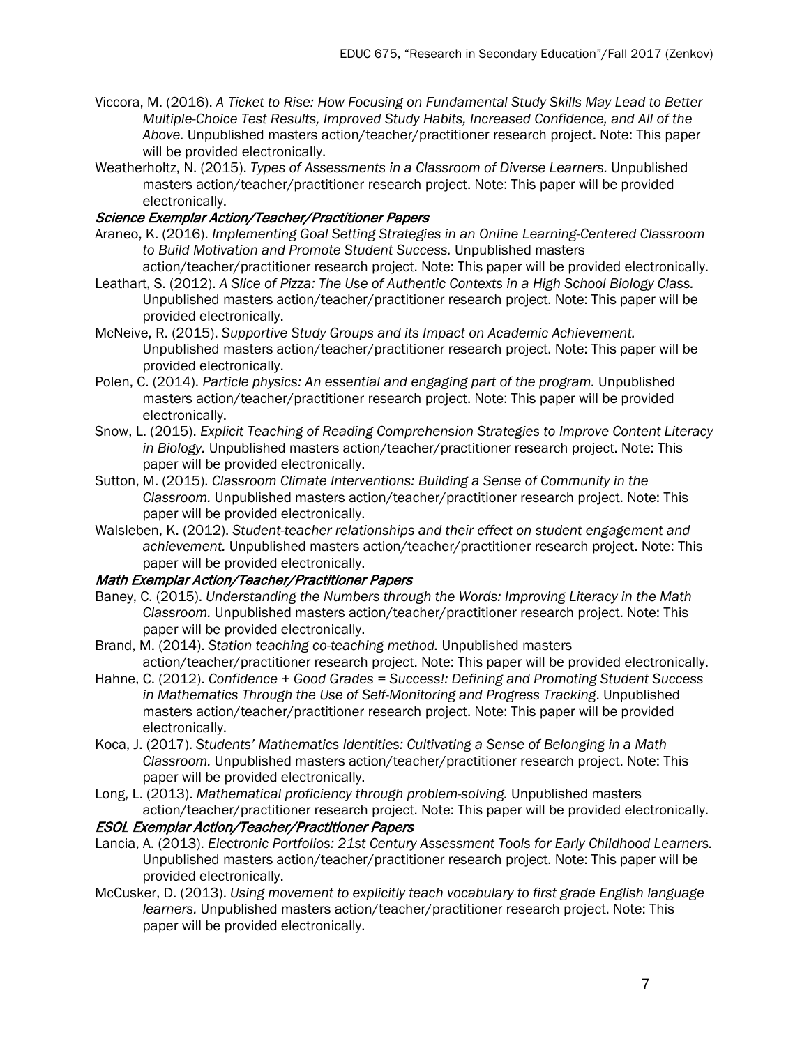Viccora, M. (2016). *A Ticket to Rise: How Focusing on Fundamental Study Skills May Lead to Better Multiple-Choice Test Results, Improved Study Habits, Increased Confidence, and All of the Above.* Unpublished masters action/teacher/practitioner research project. Note: This paper will be provided electronically.

Weatherholtz, N. (2015). *Types of Assessments in a Classroom of Diverse Learners.* Unpublished masters action/teacher/practitioner research project. Note: This paper will be provided electronically.

### *Science Exemplar Action/Teacher/Practitioner Papers*

Araneo, K. (2016). *Implementing Goal Setting Strategies in an Online Learning-Centered Classroom to Build Motivation and Promote Student Success.* Unpublished masters action/teacher/practitioner research project. Note: This paper will be provided electronically.

Leathart, S. (2012). *A Slice of Pizza: The Use of Authentic Contexts in a High School Biology Class.* Unpublished masters action/teacher/practitioner research project. Note: This paper will be provided electronically.

McNeive, R. (2015). *Supportive Study Groups and its Impact on Academic Achievement.* Unpublished masters action/teacher/practitioner research project. Note: This paper will be provided electronically.

Polen, C. (2014). *Particle physics: An essential and engaging part of the program.* Unpublished masters action/teacher/practitioner research project. Note: This paper will be provided electronically.

Snow, L. (2015). *Explicit Teaching of Reading Comprehension Strategies to Improve Content Literacy in Biology.* Unpublished masters action/teacher/practitioner research project. Note: This paper will be provided electronically.

Sutton, M. (2015). *Classroom Climate Interventions: Building a Sense of Community in the Classroom.* Unpublished masters action/teacher/practitioner research project. Note: This paper will be provided electronically.

Walsleben, K. (2012). *Student-teacher relationships and their effect on student engagement and achievement.* Unpublished masters action/teacher/practitioner research project. Note: This paper will be provided electronically.

### *Math Exemplar Action/Teacher/Practitioner Papers*

Baney, C. (2015). *Understanding the Numbers through the Words: Improving Literacy in the Math Classroom.* Unpublished masters action/teacher/practitioner research project. Note: This paper will be provided electronically.

Brand, M. (2014). *Station teaching co-teaching method.* Unpublished masters action/teacher/practitioner research project. Note: This paper will be provided electronically.

Hahne, C. (2012). *Confidence + Good Grades = Success!: Defining and Promoting Student Success in Mathematics Through the Use of Self-Monitoring and Progress Tracking*. Unpublished masters action/teacher/practitioner research project. Note: This paper will be provided electronically.

Koca, J. (2017). *Students' Mathematics Identities: Cultivating a Sense of Belonging in a Math Classroom.* Unpublished masters action/teacher/practitioner research project. Note: This paper will be provided electronically.

Long, L. (2013). *Mathematical proficiency through problem-solving.* Unpublished masters action/teacher/practitioner research project. Note: This paper will be provided electronically.

### *ESOL Exemplar Action/Teacher/Practitioner Papers*

Lancia, A. (2013). *Electronic Portfolios: 21st Century Assessment Tools for Early Childhood Learners.* Unpublished masters action/teacher/practitioner research project. Note: This paper will be provided electronically.

McCusker, D. (2013). *Using movement to explicitly teach vocabulary to first grade English language learners.* Unpublished masters action/teacher/practitioner research project. Note: This paper will be provided electronically.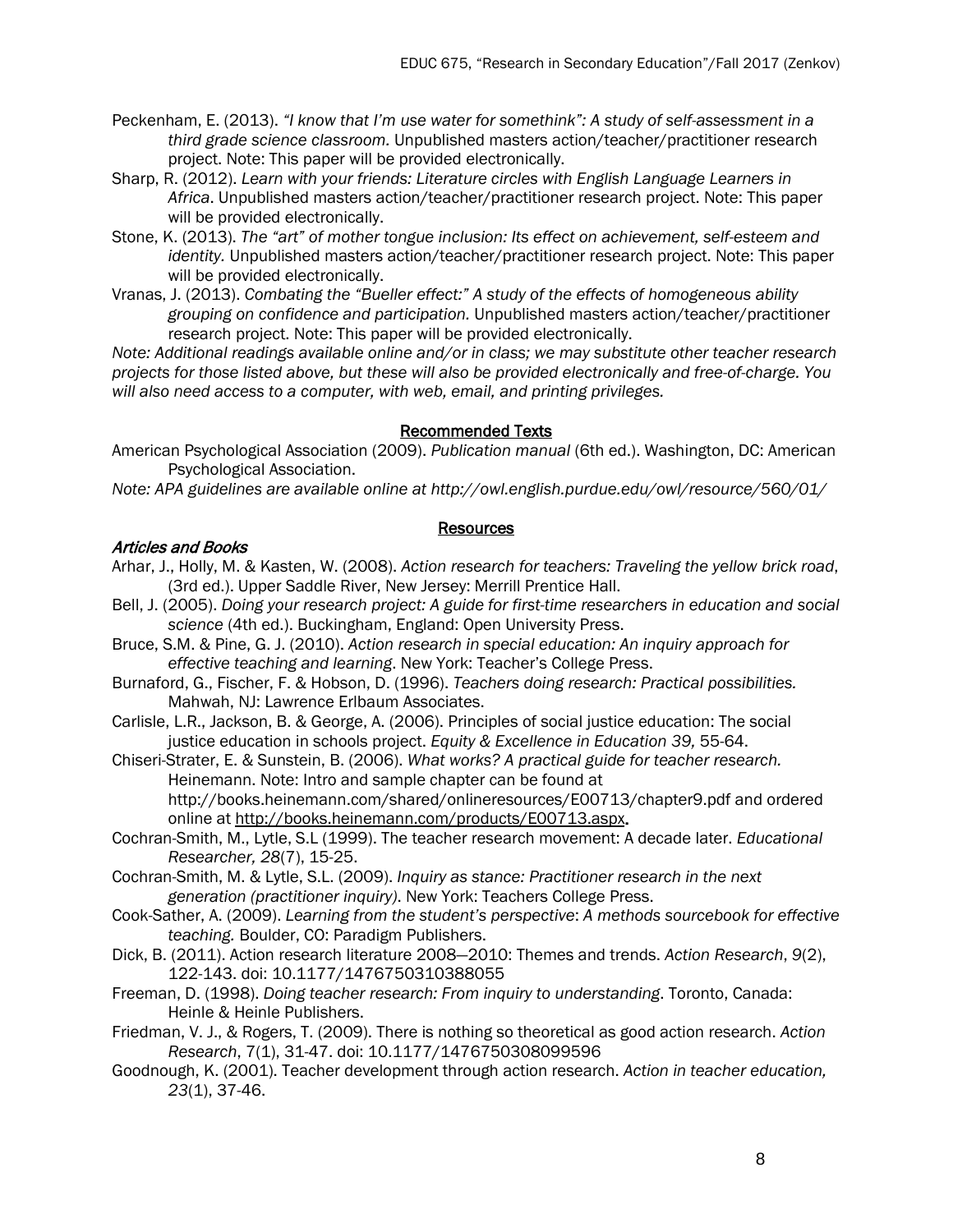Peckenham, E. (2013). *"I know that I'm use water for somethink": A study of self-assessment in a third grade science classroom.* Unpublished masters action/teacher/practitioner research project. Note: This paper will be provided electronically.

Sharp, R. (2012). *Learn with your friends: Literature circles with English Language Learners in Africa*. Unpublished masters action/teacher/practitioner research project. Note: This paper will be provided electronically.

Stone, K. (2013). *The "art" of mother tongue inclusion: Its effect on achievement, self-esteem and identity.* Unpublished masters action/teacher/practitioner research project. Note: This paper will be provided electronically.

Vranas, J. (2013). *Combating the "Bueller effect:" A study of the effects of homogeneous ability grouping on confidence and participation.* Unpublished masters action/teacher/practitioner research project. Note: This paper will be provided electronically.

*Note: Additional readings available online and/or in class; we may substitute other teacher research projects for those listed above, but these will also be provided electronically and free-of-charge. You will also need access to a computer, with web, email, and printing privileges.*

## Recommended Texts

American Psychological Association (2009). *Publication manual* (6th ed.). Washington, DC: American Psychological Association.

*Note: APA guidelines are available online at http://owl.english.purdue.edu/owl/resource/560/01/*

## Resources

### *Articles and Books*

Arhar, J., Holly, M. & Kasten, W. (2008). *Action research for teachers: Traveling the yellow brick road*, (3rd ed.). Upper Saddle River, New Jersey: Merrill Prentice Hall.

Bell, J. (2005). *Doing your research project: A guide for first-time researchers in education and social science* (4th ed.). Buckingham, England: Open University Press.

Bruce, S.M. & Pine, G. J. (2010). *Action research in special education: An inquiry approach for effective teaching and learning*. New York: Teacher's College Press.

Burnaford, G., Fischer, F. & Hobson, D. (1996). *Teachers doing research: Practical possibilities.* Mahwah, NJ: Lawrence Erlbaum Associates.

Carlisle, L.R., Jackson, B. & George, A. (2006). Principles of social justice education: The social justice education in schools project. *Equity & Excellence in Education 39,* 55-64.

Chiseri-Strater, E. & Sunstein, B. (2006). *What works? A practical guide for teacher research.* Heinemann. Note: Intro and sample chapter can be found at http://books.heinemann.com/shared/onlineresources/E00713/chapter9.pdf and ordered online at http://books.heinemann.com/products/E00713.aspx.

Cochran-Smith, M., Lytle, S.L (1999). The teacher research movement: A decade later. *Educational Researcher, 28*(7), 15-25.

Cochran-Smith, M. & Lytle, S.L. (2009). *Inquiry as stance: Practitioner research in the next generation (practitioner inquiry)*. New York: Teachers College Press.

Cook-Sather, A. (2009). *Learning from the student's perspective*: *A methods sourcebook for effective teaching.* Boulder, CO: Paradigm Publishers.

Dick, B. (2011). Action research literature 2008—2010: Themes and trends. *Action Research*, *9*(2), 122-143. doi: 10.1177/1476750310388055

Freeman, D. (1998). *Doing teacher research: From inquiry to understanding*. Toronto, Canada: Heinle & Heinle Publishers.

Friedman, V. J., & Rogers, T. (2009). There is nothing so theoretical as good action research. *Action Research*, 7(1), 31-47. doi: 10.1177/1476750308099596

Goodnough, K. (2001). Teacher development through action research. *Action in teacher education, 23*(1), 37-46.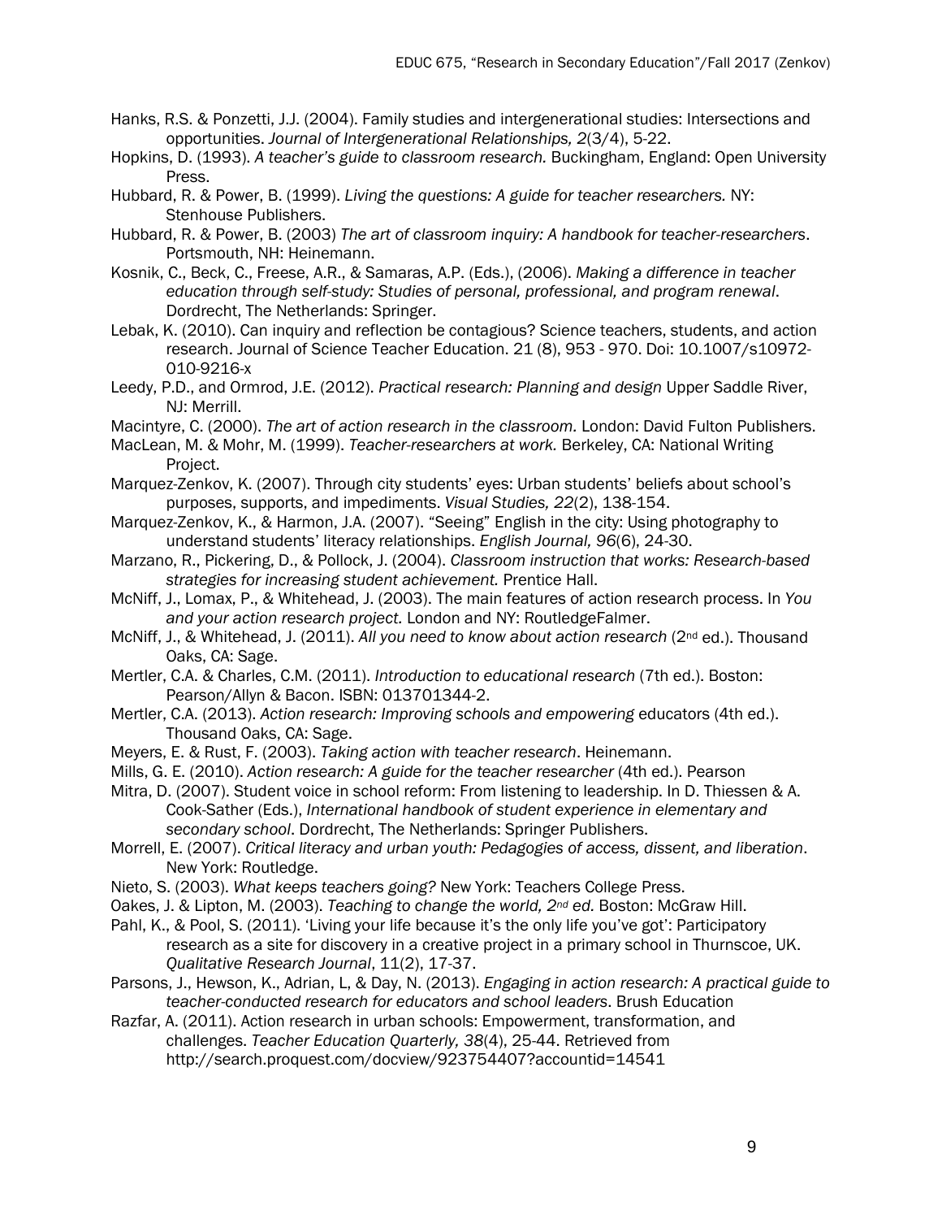Hanks, R.S. & Ponzetti, J.J. (2004). Family studies and intergenerational studies: Intersections and opportunities. *Journal of Intergenerational Relationships, 2*(3/4), 5-22.

Hopkins, D. (1993). *A teacher's guide to classroom research.* Buckingham, England: Open University Press.

Hubbard, R. & Power, B. (1999). *Living the questions: A guide for teacher researchers.* NY: Stenhouse Publishers.

Hubbard, R. & Power, B. (2003) *The art of classroom inquiry: A handbook for teacher-researchers*. Portsmouth, NH: Heinemann.

Kosnik, C., Beck, C., Freese, A.R., & Samaras, A.P. (Eds.), (2006). *Making a difference in teacher education through self-study: Studies of personal, professional, and program renewal*. Dordrecht, The Netherlands: Springer.

Lebak, K. (2010). Can inquiry and reflection be contagious? Science teachers, students, and action research. Journal of Science Teacher Education. 21 (8), 953 - 970. Doi: 10.1007/s10972-010-9216-x

Leedy, P.D., and Ormrod, J.E. (2012). *Practical research: Planning and design* Upper Saddle River, NJ: Merrill.

Macintyre, C. (2000). *The art of action research in the classroom.* London: David Fulton Publishers.

MacLean, M. & Mohr, M. (1999). *Teacher-researchers at work.* Berkeley, CA: National Writing Project.

Marquez-Zenkov, K. (2007). Through city students' eyes: Urban students' beliefs about school's purposes, supports, and impediments. *Visual Studies, 22*(2), 138-154.

Marquez-Zenkov, K., & Harmon, J.A. (2007). "Seeing" English in the city: Using photography to understand students' literacy relationships. *English Journal, 96*(6), 24-30.

Marzano, R., Pickering, D., & Pollock, J. (2004). *Classroom instruction that works: Research-based strategies for increasing student achievement.* Prentice Hall.

McNiff, J., Lomax, P., & Whitehead, J. (2003). The main features of action research process. In *You and your action research project.* London and NY: RoutledgeFalmer.

McNiff, J., & Whitehead, J. (2011). *All you need to know about action research* (2nd ed.). Thousand Oaks, CA: Sage.

Mertler, C.A. & Charles, C.M. (2011). *Introduction to educational research* (7th ed.). Boston: Pearson/Allyn & Bacon. ISBN: 013701344-2.

Mertler, C.A. (2013). *Action research: Improving schools and empowering* educators (4th ed.). Thousand Oaks, CA: Sage.

Meyers, E. & Rust, F. (2003). *Taking action with teacher research*. Heinemann.

Mills, G. E. (2010). *Action research: A guide for the teacher researcher* (4th ed.). Pearson

Mitra, D. (2007). Student voice in school reform: From listening to leadership. In D. Thiessen & A. Cook-Sather (Eds.), *International handbook of student experience in elementary and secondary school*. Dordrecht, The Netherlands: Springer Publishers.

Morrell, E. (2007). *Critical literacy and urban youth: Pedagogies of access, dissent, and liberation*. New York: Routledge.

Nieto, S. (2003). *What keeps teachers going?* New York: Teachers College Press.

Oakes, J. & Lipton, M. (2003). *Teaching to change the world, 2nd ed.* Boston: McGraw Hill.

Pahl, K., & Pool, S. (2011). 'Living your life because it's the only life you've got': Participatory research as a site for discovery in a creative project in a primary school in Thurnscoe, UK. *Qualitative Research Journal*, 11(2), 17-37.

Parsons, J., Hewson, K., Adrian, L, & Day, N. (2013). *Engaging in action research: A practical guide to teacher-conducted research for educators and school leaders*. Brush Education

Razfar, A. (2011). Action research in urban schools: Empowerment, transformation, and challenges. *Teacher Education Quarterly, 38*(4), 25-44. Retrieved from http://search.proquest.com/docview/923754407?accountid=14541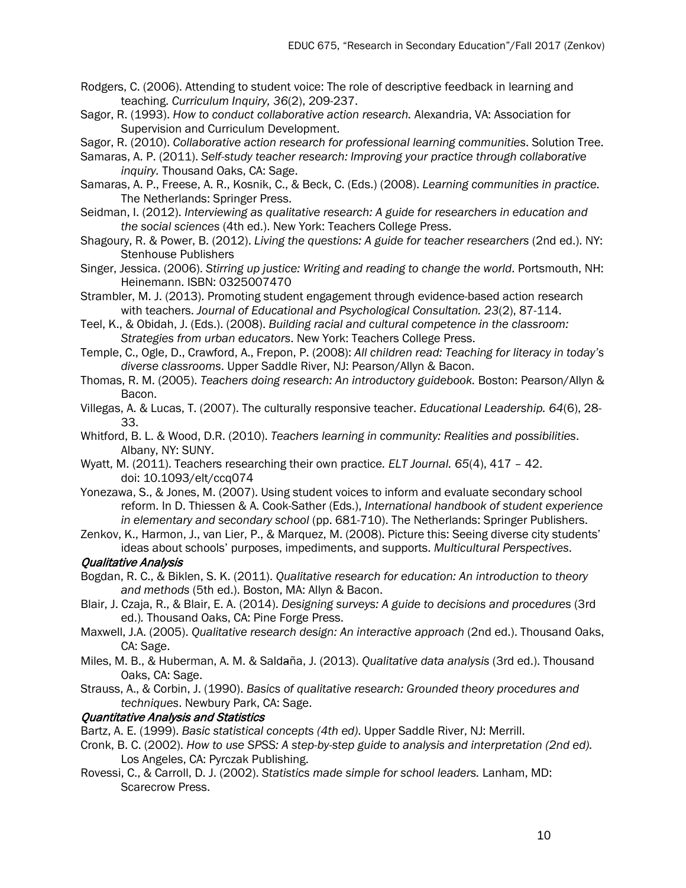Rodgers, C. (2006). Attending to student voice: The role of descriptive feedback in learning and teaching. *Curriculum Inquiry, 36*(2), 209-237.

Sagor, R. (1993). *How to conduct collaborative action research.* Alexandria, VA: Association for Supervision and Curriculum Development.

Sagor, R. (2010). *Collaborative action research for professional learning communities*. Solution Tree.

Samaras, A. P. (2011). *Self-study teacher research: Improving your practice through collaborative inquiry.* Thousand Oaks, CA: Sage.

Samaras, A. P., Freese, A. R., Kosnik, C., & Beck, C. (Eds.) (2008). *Learning communities in practice.* The Netherlands: Springer Press.

Seidman, I. (2012). *Interviewing as qualitative research: A guide for researchers in education and the social sciences* (4th ed.). New York: Teachers College Press.

Shagoury, R. & Power, B. (2012). *Living the questions: A guide for teacher researchers* (2nd ed.). NY: Stenhouse Publishers

Singer, Jessica. (2006). *Stirring up justice: Writing and reading to change the world*. Portsmouth, NH: Heinemann. ISBN: 0325007470

Strambler, M. J. (2013). Promoting student engagement through evidence-based action research with teachers. *Journal of Educational and Psychological Consultation. 23*(2), 87-114.

Teel, K., & Obidah, J. (Eds.). (2008). *Building racial and cultural competence in the classroom: Strategies from urban educators*. New York: Teachers College Press.

Temple, C., Ogle, D., Crawford, A., Frepon, P. (2008): *All children read: Teaching for literacy in today's diverse classrooms*. Upper Saddle River, NJ: Pearson/Allyn & Bacon.

Thomas, R. M. (2005). *Teachers doing research: An introductory guidebook.* Boston: Pearson/Allyn & Bacon.

Villegas, A. & Lucas, T. (2007). The culturally responsive teacher. *Educational Leadership. 64*(6), 28-33.

Whitford, B. L. & Wood, D.R. (2010). *Teachers learning in community: Realities and possibilities*. Albany, NY: SUNY.

Wyatt, M. (2011). Teachers researching their own practice. *ELT Journal. 65*(4), 417 – 42. doi: 10.1093/elt/ccq074

Yonezawa, S., & Jones, M. (2007). Using student voices to inform and evaluate secondary school reform. In D. Thiessen & A. Cook-Sather (Eds.), *International handbook of student experience in elementary and secondary school* (pp. 681-710). The Netherlands: Springer Publishers.

Zenkov, K., Harmon, J., van Lier, P., & Marquez, M. (2008). Picture this: Seeing diverse city students' ideas about schools' purposes, impediments, and supports. *Multicultural Perspectives*.

### *Qualitative Analysis*

Bogdan, R. C., & Biklen, S. K. (2011). *Qualitative research for education: An introduction to theory and methods* (5th ed.). Boston, MA: Allyn & Bacon.

Blair, J. Czaja, R., & Blair, E. A. (2014). *Designing surveys: A guide to decisions and procedures* (3rd ed.). Thousand Oaks, CA: Pine Forge Press.

Maxwell, J.A. (2005). *Qualitative research design: An interactive approach* (2nd ed.). Thousand Oaks, CA: Sage.

Miles, M. B., & Huberman, A. M. & Saldaña, J. (2013). *Qualitative data analysis* (3rd ed.). Thousand Oaks, CA: Sage.

Strauss, A., & Corbin, J. (1990). *Basics of qualitative research: Grounded theory procedures and techniques*. Newbury Park, CA: Sage.

### *Quantitative Analysis and Statistics*

Bartz, A. E. (1999). *Basic statistical concepts (4th ed)*. Upper Saddle River, NJ: Merrill.

Cronk, B. C. (2002). *How to use SPSS: A step-by-step guide to analysis and interpretation (2nd ed).* Los Angeles, CA: Pyrczak Publishing.

Rovessi, C., & Carroll, D. J. (2002). *Statistics made simple for school leaders.* Lanham, MD: Scarecrow Press.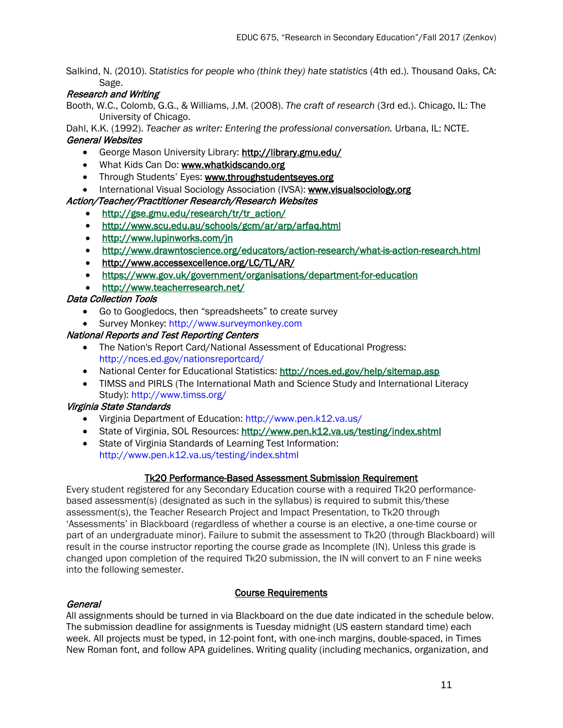Salkind, N. (2010). *Statistics for people who (think they) hate statistics* (4th ed.). Thousand Oaks, CA: Sage.

***Research and Writing***

Booth, W.C., Colomb, G.G., & Williams, J.M. (2008). *The craft of research* (3rd ed.). Chicago, IL: The University of Chicago.

Dahl, K.K. (1992). *Teacher as writer: Entering the professional conversation.* Urbana, IL: NCTE.

***General Websites***

- George Mason University Library: **http://library.gmu.edu/**
- What Kids Can Do: **www.whatkidscando.org**
- Through Students' Eyes: **www.throughstudentseyes.org**
- International Visual Sociology Association (IVSA): **www.visualsociology.org**

***Action/Teacher/Practitioner Research/Research Websites***

- http://gse.gmu.edu/research/tr/tr_action/
- http://www.scu.edu.au/schools/gcm/ar/arp/arfaq.html
- http://www.lupinworks.com/jn
- http://www.drawntoscience.org/educators/action-research/what-is-action-research.html
- http://www.accessexcellence.org/LC/TL/AR/
- https://www.gov.uk/government/organisations/department-for-education
- http://www.teacherresearch.net/

***Data Collection Tools***

- Go to Googledocs, then "spreadsheets" to create survey
- Survey Monkey: http://www.surveymonkey.com

***National Reports and Test Reporting Centers***

- The Nation's Report Card/National Assessment of Educational Progress: http://nces.ed.gov/nationsreportcard/
- National Center for Educational Statistics: **http://nces.ed.gov/help/sitemap.asp**
- TIMSS and PIRLS (The International Math and Science Study and International Literacy Study): http://www.timss.org/

***Virginia State Standards***

- Virginia Department of Education: http://www.pen.k12.va.us/
- State of Virginia, SOL Resources: **http://www.pen.k12.va.us/testing/index.shtml**
- State of Virginia Standards of Learning Test Information: http://www.pen.k12.va.us/testing/index.shtml

## Tk20 Performance-Based Assessment Submission Requirement

Every student registered for any Secondary Education course with a required Tk20 performance-based assessment(s) (designated as such in the syllabus) is required to submit this/these assessment(s), the Teacher Research Project and Impact Presentation, to Tk20 through 'Assessments' in Blackboard (regardless of whether a course is an elective, a one-time course or part of an undergraduate minor). Failure to submit the assessment to Tk20 (through Blackboard) will result in the course instructor reporting the course grade as Incomplete (IN). Unless this grade is changed upon completion of the required Tk20 submission, the IN will convert to an F nine weeks into the following semester.

## Course Requirements

***General***

All assignments should be turned in via Blackboard on the due date indicated in the schedule below. The submission deadline for assignments is Tuesday midnight (US eastern standard time) each week. All projects must be typed, in 12-point font, with one-inch margins, double-spaced, in Times New Roman font, and follow APA guidelines. Writing quality (including mechanics, organization, and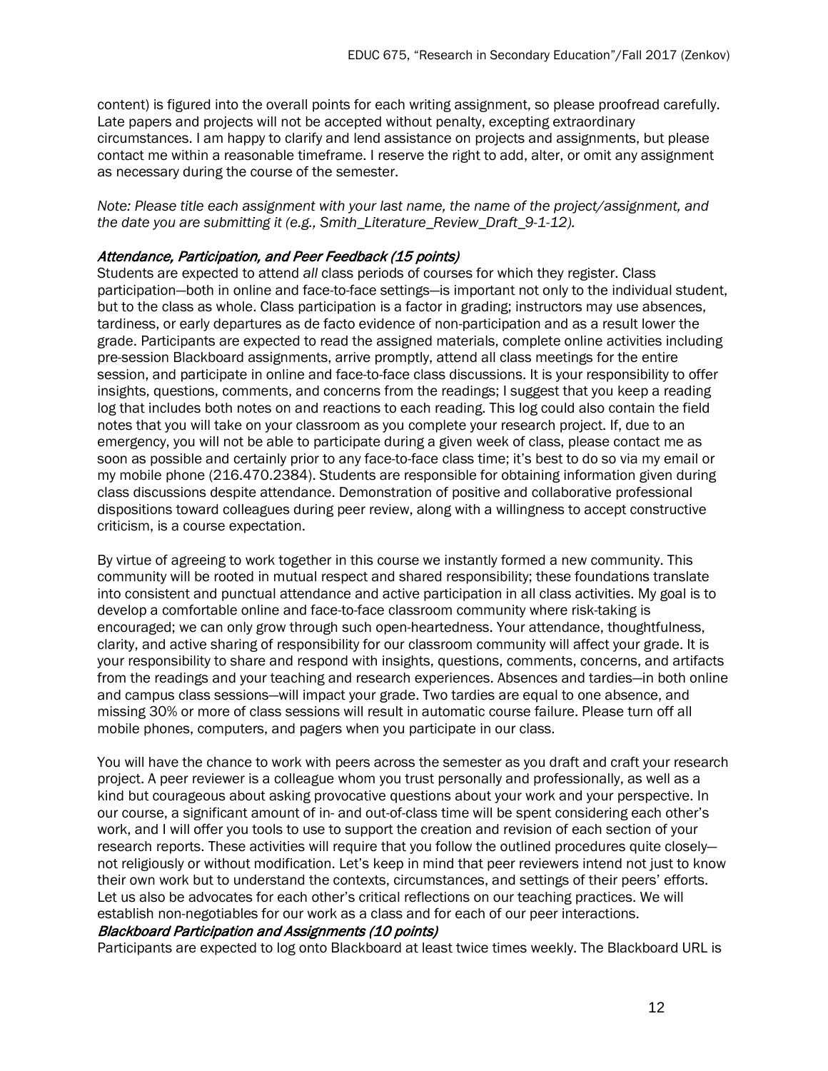content) is figured into the overall points for each writing assignment, so please proofread carefully. Late papers and projects will not be accepted without penalty, excepting extraordinary circumstances. I am happy to clarify and lend assistance on projects and assignments, but please contact me within a reasonable timeframe. I reserve the right to add, alter, or omit any assignment as necessary during the course of the semester.

*Note: Please title each assignment with your last name, the name of the project/assignment, and the date you are submitting it (e.g., Smith_Literature_Review_Draft_9-1-12).*

### *Attendance, Participation, and Peer Feedback (15 points)*

Students are expected to attend *all* class periods of courses for which they register. Class participation—both in online and face-to-face settings—is important not only to the individual student, but to the class as whole. Class participation is a factor in grading; instructors may use absences, tardiness, or early departures as de facto evidence of non-participation and as a result lower the grade. Participants are expected to read the assigned materials, complete online activities including pre-session Blackboard assignments, arrive promptly, attend all class meetings for the entire session, and participate in online and face-to-face class discussions. It is your responsibility to offer insights, questions, comments, and concerns from the readings; I suggest that you keep a reading log that includes both notes on and reactions to each reading. This log could also contain the field notes that you will take on your classroom as you complete your research project. If, due to an emergency, you will not be able to participate during a given week of class, please contact me as soon as possible and certainly prior to any face-to-face class time; it's best to do so via my email or my mobile phone (216.470.2384). Students are responsible for obtaining information given during class discussions despite attendance. Demonstration of positive and collaborative professional dispositions toward colleagues during peer review, along with a willingness to accept constructive criticism, is a course expectation.

By virtue of agreeing to work together in this course we instantly formed a new community. This community will be rooted in mutual respect and shared responsibility; these foundations translate into consistent and punctual attendance and active participation in all class activities. My goal is to develop a comfortable online and face-to-face classroom community where risk-taking is encouraged; we can only grow through such open-heartedness. Your attendance, thoughtfulness, clarity, and active sharing of responsibility for our classroom community will affect your grade. It is your responsibility to share and respond with insights, questions, comments, concerns, and artifacts from the readings and your teaching and research experiences. Absences and tardies—in both online and campus class sessions—will impact your grade. Two tardies are equal to one absence, and missing 30% or more of class sessions will result in automatic course failure. Please turn off all mobile phones, computers, and pagers when you participate in our class.

You will have the chance to work with peers across the semester as you draft and craft your research project. A peer reviewer is a colleague whom you trust personally and professionally, as well as a kind but courageous about asking provocative questions about your work and your perspective. In our course, a significant amount of in- and out-of-class time will be spent considering each other's work, and I will offer you tools to use to support the creation and revision of each section of your research reports. These activities will require that you follow the outlined procedures quite closely—not religiously or without modification. Let's keep in mind that peer reviewers intend not just to know their own work but to understand the contexts, circumstances, and settings of their peers' efforts. Let us also be advocates for each other's critical reflections on our teaching practices. We will establish non-negotiables for our work as a class and for each of our peer interactions.

### *Blackboard Participation and Assignments (10 points)*

Participants are expected to log onto Blackboard at least twice times weekly. The Blackboard URL is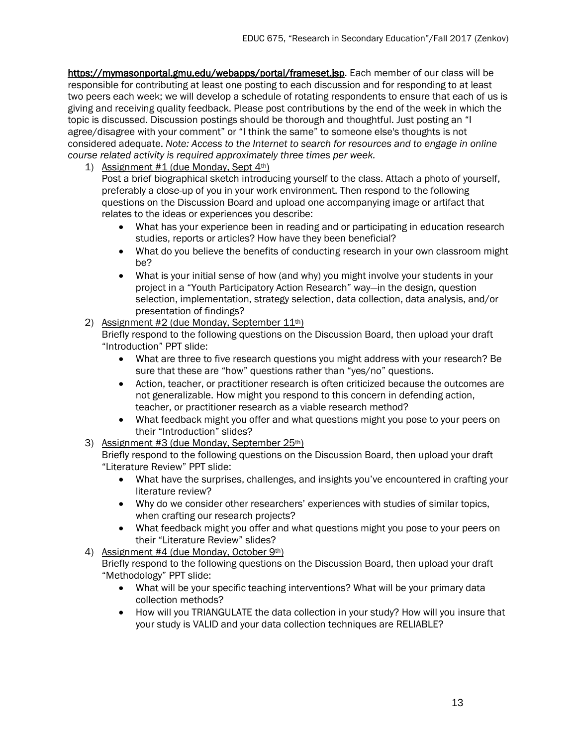https://mymasonportal.gmu.edu/webapps/portal/frameset.jsp. Each member of our class will be responsible for contributing at least one posting to each discussion and for responding to at least two peers each week; we will develop a schedule of rotating respondents to ensure that each of us is giving and receiving quality feedback. Please post contributions by the end of the week in which the topic is discussed. Discussion postings should be thorough and thoughtful. Just posting an "I agree/disagree with your comment" or "I think the same" to someone else's thoughts is not considered adequate. *Note: Access to the Internet to search for resources and to engage in online course related activity is required approximately three times per week.*

1) Assignment #1 (due Monday, Sept 4th)
   Post a brief biographical sketch introducing yourself to the class. Attach a photo of yourself, preferably a close-up of you in your work environment. Then respond to the following questions on the Discussion Board and upload one accompanying image or artifact that relates to the ideas or experiences you describe:
   - What has your experience been in reading and or participating in education research studies, reports or articles? How have they been beneficial?
   - What do you believe the benefits of conducting research in your own classroom might be?
   - What is your initial sense of how (and why) you might involve your students in your project in a "Youth Participatory Action Research" way—in the design, question selection, implementation, strategy selection, data collection, data analysis, and/or presentation of findings?
2) Assignment #2 (due Monday, September 11th)
   Briefly respond to the following questions on the Discussion Board, then upload your draft "Introduction" PPT slide:
   - What are three to five research questions you might address with your research? Be sure that these are "how" questions rather than "yes/no" questions.
   - Action, teacher, or practitioner research is often criticized because the outcomes are not generalizable. How might you respond to this concern in defending action, teacher, or practitioner research as a viable research method?
   - What feedback might you offer and what questions might you pose to your peers on their "Introduction" slides?
3) Assignment #3 (due Monday, September 25th)
   Briefly respond to the following questions on the Discussion Board, then upload your draft "Literature Review" PPT slide:
   - What have the surprises, challenges, and insights you've encountered in crafting your literature review?
   - Why do we consider other researchers' experiences with studies of similar topics, when crafting our research projects?
   - What feedback might you offer and what questions might you pose to your peers on their "Literature Review" slides?
4) Assignment #4 (due Monday, October 9th)
   Briefly respond to the following questions on the Discussion Board, then upload your draft "Methodology" PPT slide:
   - What will be your specific teaching interventions? What will be your primary data collection methods?
   - How will you TRIANGULATE the data collection in your study? How will you insure that your study is VALID and your data collection techniques are RELIABLE?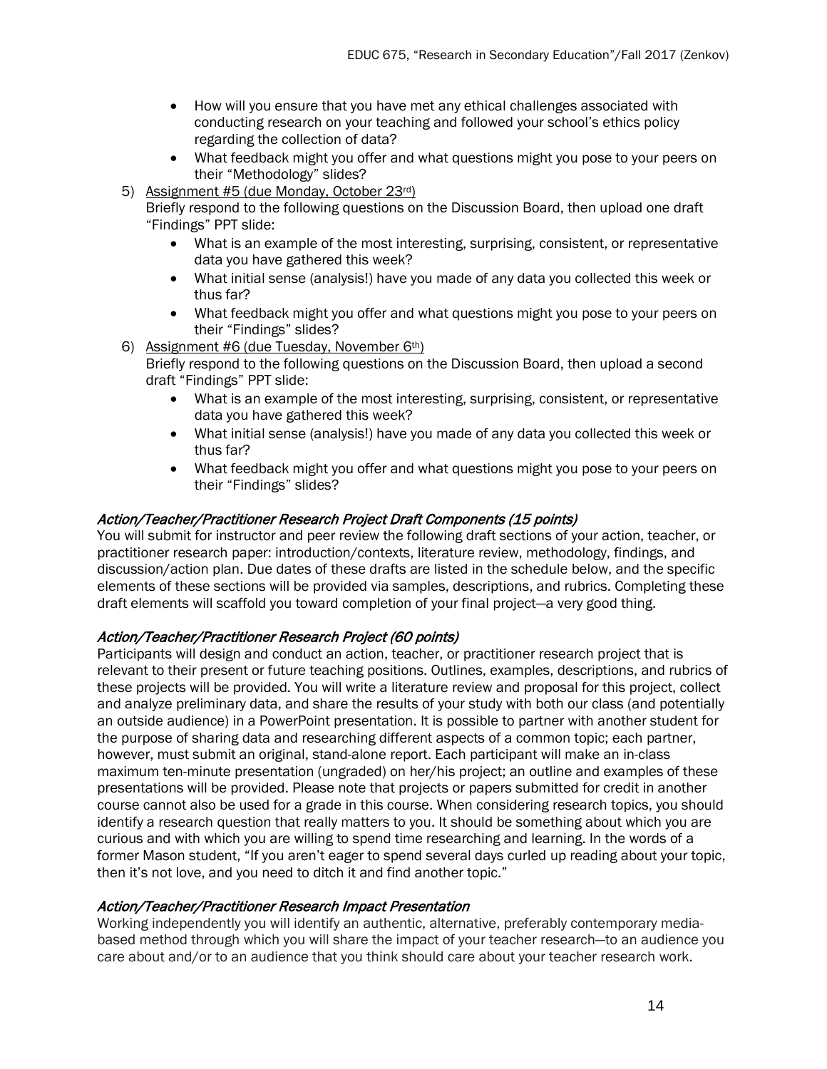- How will you ensure that you have met any ethical challenges associated with conducting research on your teaching and followed your school's ethics policy regarding the collection of data?
- What feedback might you offer and what questions might you pose to your peers on their "Methodology" slides?

5) Assignment #5 (due Monday, October 23rd)
   Briefly respond to the following questions on the Discussion Board, then upload one draft "Findings" PPT slide:
   - What is an example of the most interesting, surprising, consistent, or representative data you have gathered this week?
   - What initial sense (analysis!) have you made of any data you collected this week or thus far?
   - What feedback might you offer and what questions might you pose to your peers on their "Findings" slides?

6) Assignment #6 (due Tuesday, November 6th)
   Briefly respond to the following questions on the Discussion Board, then upload a second draft "Findings" PPT slide:
   - What is an example of the most interesting, surprising, consistent, or representative data you have gathered this week?
   - What initial sense (analysis!) have you made of any data you collected this week or thus far?
   - What feedback might you offer and what questions might you pose to your peers on their "Findings" slides?

### *Action/Teacher/Practitioner Research Project Draft Components (15 points)*

You will submit for instructor and peer review the following draft sections of your action, teacher, or practitioner research paper: introduction/contexts, literature review, methodology, findings, and discussion/action plan. Due dates of these drafts are listed in the schedule below, and the specific elements of these sections will be provided via samples, descriptions, and rubrics. Completing these draft elements will scaffold you toward completion of your final project—a very good thing.

### *Action/Teacher/Practitioner Research Project (60 points)*

Participants will design and conduct an action, teacher, or practitioner research project that is relevant to their present or future teaching positions. Outlines, examples, descriptions, and rubrics of these projects will be provided. You will write a literature review and proposal for this project, collect and analyze preliminary data, and share the results of your study with both our class (and potentially an outside audience) in a PowerPoint presentation. It is possible to partner with another student for the purpose of sharing data and researching different aspects of a common topic; each partner, however, must submit an original, stand-alone report. Each participant will make an in-class maximum ten-minute presentation (ungraded) on her/his project; an outline and examples of these presentations will be provided. Please note that projects or papers submitted for credit in another course cannot also be used for a grade in this course. When considering research topics, you should identify a research question that really matters to you. It should be something about which you are curious and with which you are willing to spend time researching and learning. In the words of a former Mason student, "If you aren't eager to spend several days curled up reading about your topic, then it's not love, and you need to ditch it and find another topic."

### *Action/Teacher/Practitioner Research Impact Presentation*

Working independently you will identify an authentic, alternative, preferably contemporary media-based method through which you will share the impact of your teacher research—to an audience you care about and/or to an audience that you think should care about your teacher research work.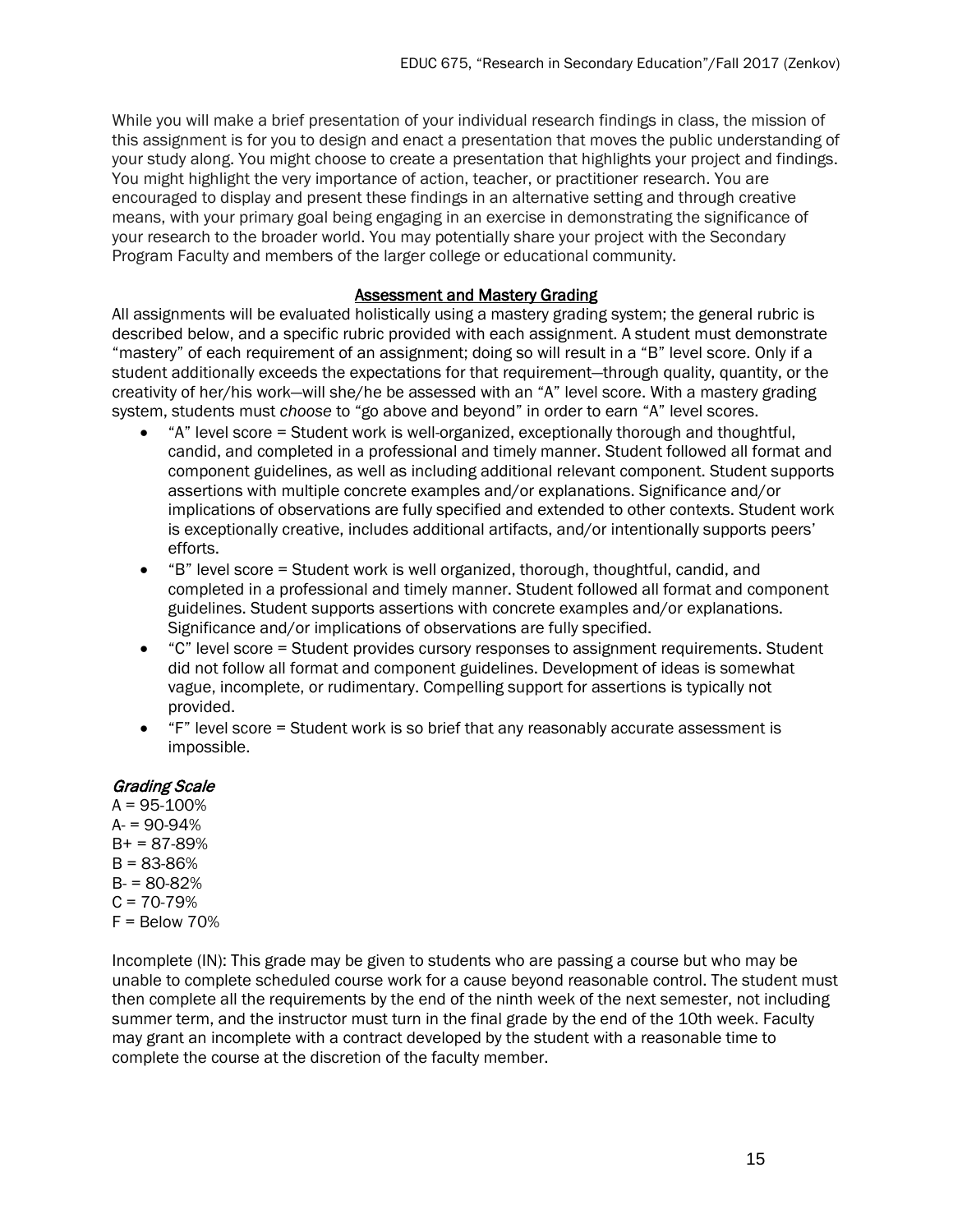While you will make a brief presentation of your individual research findings in class, the mission of this assignment is for you to design and enact a presentation that moves the public understanding of your study along. You might choose to create a presentation that highlights your project and findings. You might highlight the very importance of action, teacher, or practitioner research. You are encouraged to display and present these findings in an alternative setting and through creative means, with your primary goal being engaging in an exercise in demonstrating the significance of your research to the broader world. You may potentially share your project with the Secondary Program Faculty and members of the larger college or educational community.

## Assessment and Mastery Grading

All assignments will be evaluated holistically using a mastery grading system; the general rubric is described below, and a specific rubric provided with each assignment. A student must demonstrate "mastery" of each requirement of an assignment; doing so will result in a "B" level score. Only if a student additionally exceeds the expectations for that requirement—through quality, quantity, or the creativity of her/his work—will she/he be assessed with an "A" level score. With a mastery grading system, students must *choose* to "go above and beyond" in order to earn "A" level scores.

- "A" level score = Student work is well-organized, exceptionally thorough and thoughtful, candid, and completed in a professional and timely manner. Student followed all format and component guidelines, as well as including additional relevant component. Student supports assertions with multiple concrete examples and/or explanations. Significance and/or implications of observations are fully specified and extended to other contexts. Student work is exceptionally creative, includes additional artifacts, and/or intentionally supports peers' efforts.
- "B" level score = Student work is well organized, thorough, thoughtful, candid, and completed in a professional and timely manner. Student followed all format and component guidelines. Student supports assertions with concrete examples and/or explanations. Significance and/or implications of observations are fully specified.
- "C" level score = Student provides cursory responses to assignment requirements. Student did not follow all format and component guidelines. Development of ideas is somewhat vague, incomplete, or rudimentary. Compelling support for assertions is typically not provided.
- "F" level score = Student work is so brief that any reasonably accurate assessment is impossible.

### *Grading Scale*

A = 95-100%
A- = 90-94%
B+ = 87-89%
B = 83-86%
B- = 80-82%
C = 70-79%
F = Below 70%

Incomplete (IN): This grade may be given to students who are passing a course but who may be unable to complete scheduled course work for a cause beyond reasonable control. The student must then complete all the requirements by the end of the ninth week of the next semester, not including summer term, and the instructor must turn in the final grade by the end of the 10th week. Faculty may grant an incomplete with a contract developed by the student with a reasonable time to complete the course at the discretion of the faculty member.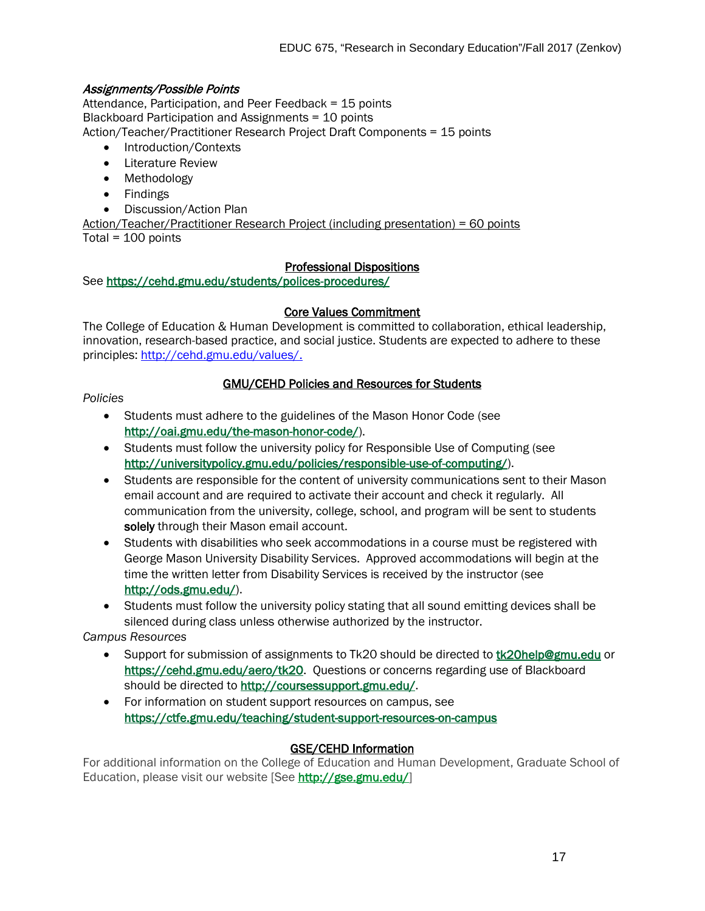*Assignments/Possible Points*

Attendance, Participation, and Peer Feedback = 15 points
Blackboard Participation and Assignments = 10 points
Action/Teacher/Practitioner Research Project Draft Components = 15 points

- Introduction/Contexts
- Literature Review
- Methodology
- Findings
- Discussion/Action Plan

Action/Teacher/Practitioner Research Project (including presentation) = 60 points
Total = 100 points

## Professional Dispositions

See https://cehd.gmu.edu/students/polices-procedures/

## Core Values Commitment

The College of Education & Human Development is committed to collaboration, ethical leadership, innovation, research-based practice, and social justice. Students are expected to adhere to these principles: http://cehd.gmu.edu/values/.

## GMU/CEHD Policies and Resources for Students

*Policies*

- Students must adhere to the guidelines of the Mason Honor Code (see http://oai.gmu.edu/the-mason-honor-code/).
- Students must follow the university policy for Responsible Use of Computing (see http://universitypolicy.gmu.edu/policies/responsible-use-of-computing/).
- Students are responsible for the content of university communications sent to their Mason email account and are required to activate their account and check it regularly. All communication from the university, college, school, and program will be sent to students **solely** through their Mason email account.
- Students with disabilities who seek accommodations in a course must be registered with George Mason University Disability Services. Approved accommodations will begin at the time the written letter from Disability Services is received by the instructor (see http://ods.gmu.edu/).
- Students must follow the university policy stating that all sound emitting devices shall be silenced during class unless otherwise authorized by the instructor.

*Campus Resources*

- Support for submission of assignments to Tk20 should be directed to tk20help@gmu.edu or https://cehd.gmu.edu/aero/tk20. Questions or concerns regarding use of Blackboard should be directed to http://coursessupport.gmu.edu/.
- For information on student support resources on campus, see https://ctfe.gmu.edu/teaching/student-support-resources-on-campus

## GSE/CEHD Information

For additional information on the College of Education and Human Development, Graduate School of Education, please visit our website [See http://gse.gmu.edu/]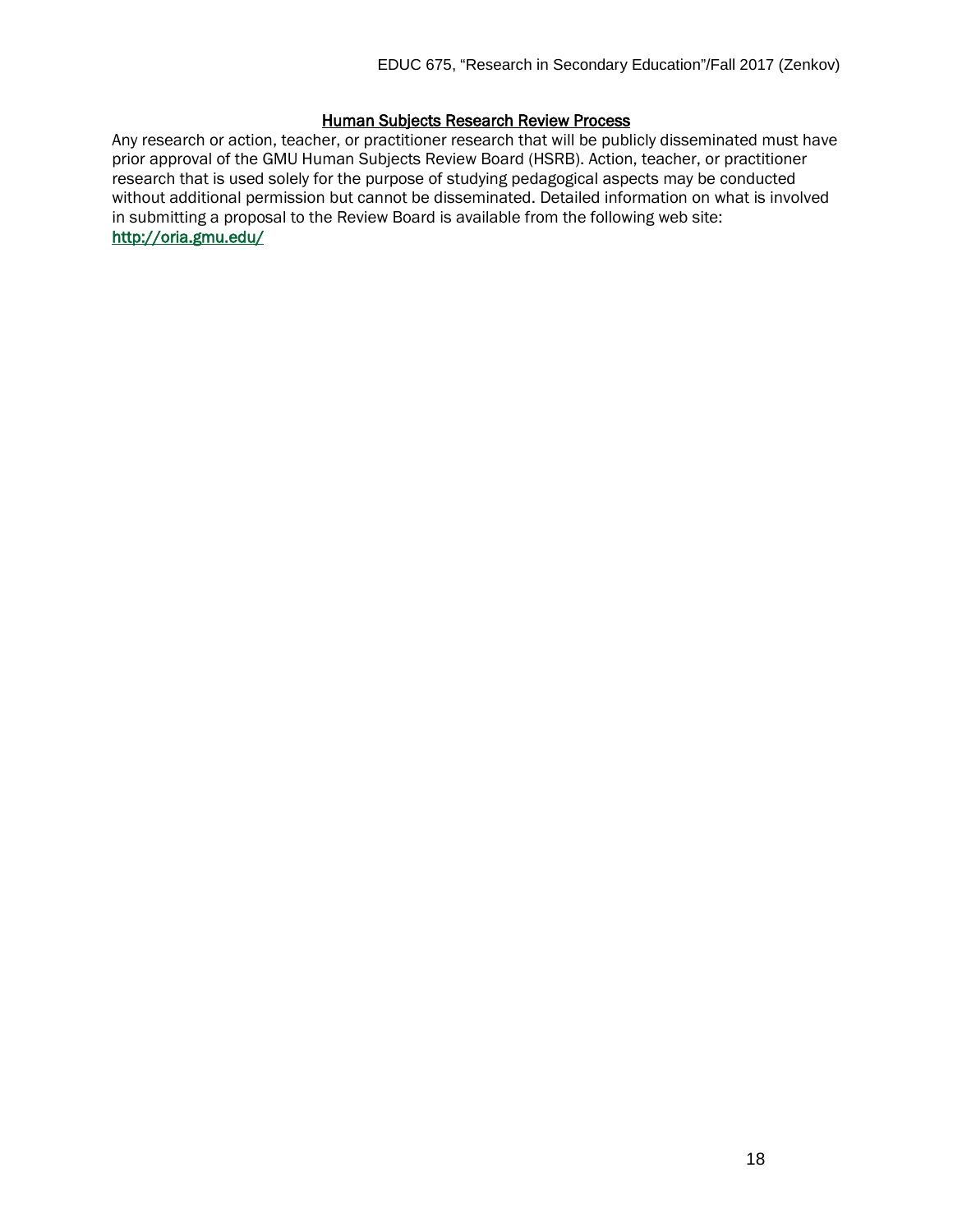## Human Subjects Research Review Process

Any research or action, teacher, or practitioner research that will be publicly disseminated must have prior approval of the GMU Human Subjects Review Board (HSRB). Action, teacher, or practitioner research that is used solely for the purpose of studying pedagogical aspects may be conducted without additional permission but cannot be disseminated. Detailed information on what is involved in submitting a proposal to the Review Board is available from the following web site: http://oria.gmu.edu/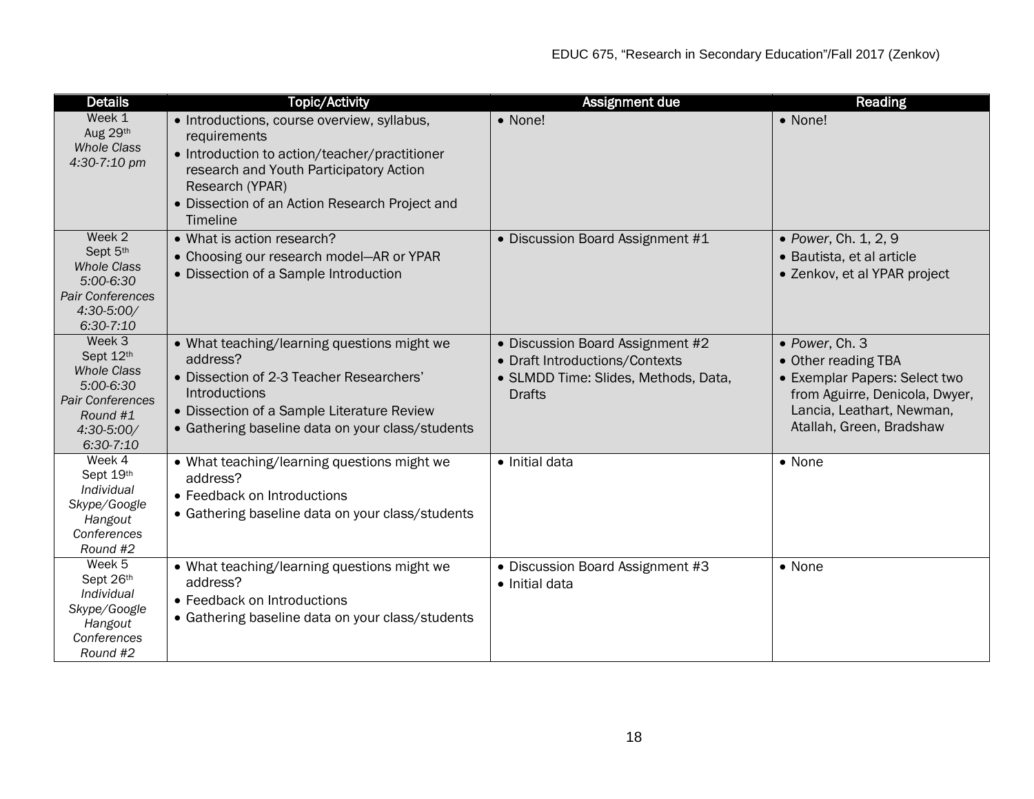| Details | Topic/Activity | Assignment due | Reading |
|---|---|---|---|
| Week 1<br>Aug 29th<br>*Whole Class*<br>*4:30-7:10 pm* | • Introductions, course overview, syllabus, requirements<br>• Introduction to action/teacher/practitioner research and Youth Participatory Action Research (YPAR)<br>• Dissection of an Action Research Project and Timeline | • None! | • None! |
| Week 2<br>Sept 5th<br>*Whole Class*<br>*5:00-6:30*<br>*Pair Conferences*<br>*4:30-5:00/*<br>*6:30-7:10* | • What is action research?<br>• Choosing our research model—AR or YPAR<br>• Dissection of a Sample Introduction | • Discussion Board Assignment #1 | • *Power*, Ch. 1, 2, 9<br>• Bautista, et al article<br>• Zenkov, et al YPAR project |
| Week 3<br>Sept 12th<br>*Whole Class*<br>*5:00-6:30*<br>*Pair Conferences*<br>*Round #1*<br>*4:30-5:00/*<br>*6:30-7:10* | • What teaching/learning questions might we address?<br>• Dissection of 2-3 Teacher Researchers' Introductions<br>• Dissection of a Sample Literature Review<br>• Gathering baseline data on your class/students | • Discussion Board Assignment #2<br>• Draft Introductions/Contexts<br>• SLMDD Time: Slides, Methods, Data, Drafts | • *Power*, Ch. 3<br>• Other reading TBA<br>• Exemplar Papers: Select two from Aguirre, Denicola, Dwyer, Lancia, Leathart, Newman, Atallah, Green, Bradshaw |
| Week 4<br>Sept 19th<br>*Individual*<br>*Skype/Google*<br>*Hangout*<br>*Conferences*<br>*Round #2* | • What teaching/learning questions might we address?<br>• Feedback on Introductions<br>• Gathering baseline data on your class/students | • Initial data | • None |
| Week 5<br>Sept 26th<br>*Individual*<br>*Skype/Google*<br>*Hangout*<br>*Conferences*<br>*Round #2* | • What teaching/learning questions might we address?<br>• Feedback on Introductions<br>• Gathering baseline data on your class/students | • Discussion Board Assignment #3<br>• Initial data | • None |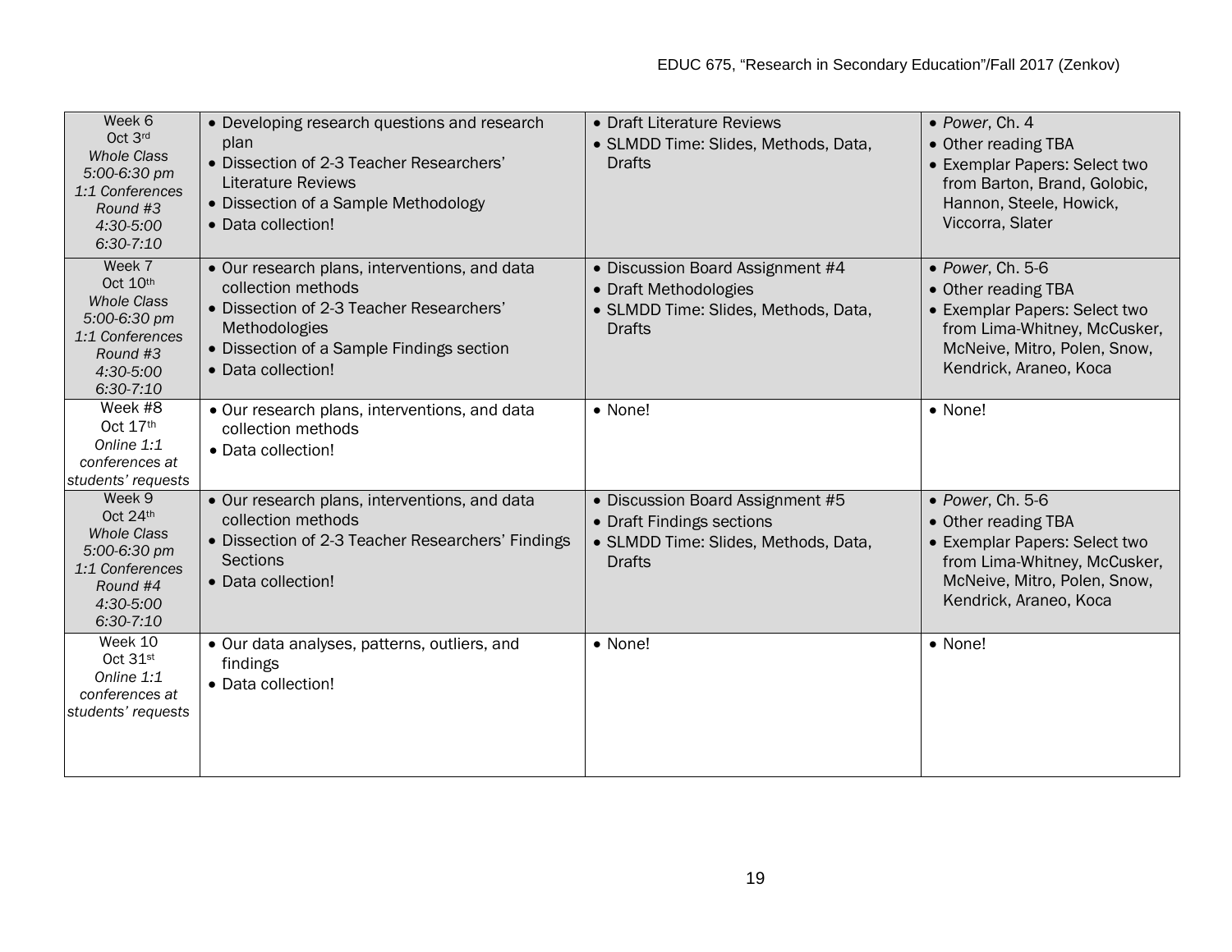| Week 6<br>Oct 3rd<br>*Whole Class*<br>*5:00-6:30 pm*<br>*1:1 Conferences*<br>*Round #3*<br>*4:30-5:00*<br>*6:30-7:10* | • Developing research questions and research plan<br>• Dissection of 2-3 Teacher Researchers' Literature Reviews<br>• Dissection of a Sample Methodology<br>• Data collection! | • Draft Literature Reviews<br>• SLMDD Time: Slides, Methods, Data, Drafts | • *Power*, Ch. 4<br>• Other reading TBA<br>• Exemplar Papers: Select two from Barton, Brand, Golobic, Hannon, Steele, Howick, Viccorra, Slater |
|---|---|---|---|
| Week 7<br>Oct 10th<br>*Whole Class*<br>*5:00-6:30 pm*<br>*1:1 Conferences*<br>*Round #3*<br>*4:30-5:00*<br>*6:30-7:10* | • Our research plans, interventions, and data collection methods<br>• Dissection of 2-3 Teacher Researchers' Methodologies<br>• Dissection of a Sample Findings section<br>• Data collection! | • Discussion Board Assignment #4<br>• Draft Methodologies<br>• SLMDD Time: Slides, Methods, Data, Drafts | • *Power*, Ch. 5-6<br>• Other reading TBA<br>• Exemplar Papers: Select two from Lima-Whitney, McCusker, McNeive, Mitro, Polen, Snow, Kendrick, Araneo, Koca |
| Week #8<br>Oct 17th<br>*Online 1:1 conferences at students' requests* | • Our research plans, interventions, and data collection methods<br>• Data collection! | • None! | • None! |
| Week 9<br>Oct 24th<br>*Whole Class*<br>*5:00-6:30 pm*<br>*1:1 Conferences*<br>*Round #4*<br>*4:30-5:00*<br>*6:30-7:10* | • Our research plans, interventions, and data collection methods<br>• Dissection of 2-3 Teacher Researchers' Findings Sections<br>• Data collection! | • Discussion Board Assignment #5<br>• Draft Findings sections<br>• SLMDD Time: Slides, Methods, Data, Drafts | • *Power*, Ch. 5-6<br>• Other reading TBA<br>• Exemplar Papers: Select two from Lima-Whitney, McCusker, McNeive, Mitro, Polen, Snow, Kendrick, Araneo, Koca |
| Week 10<br>Oct 31st<br>*Online 1:1 conferences at students' requests* | • Our data analyses, patterns, outliers, and findings<br>• Data collection! | • None! | • None! |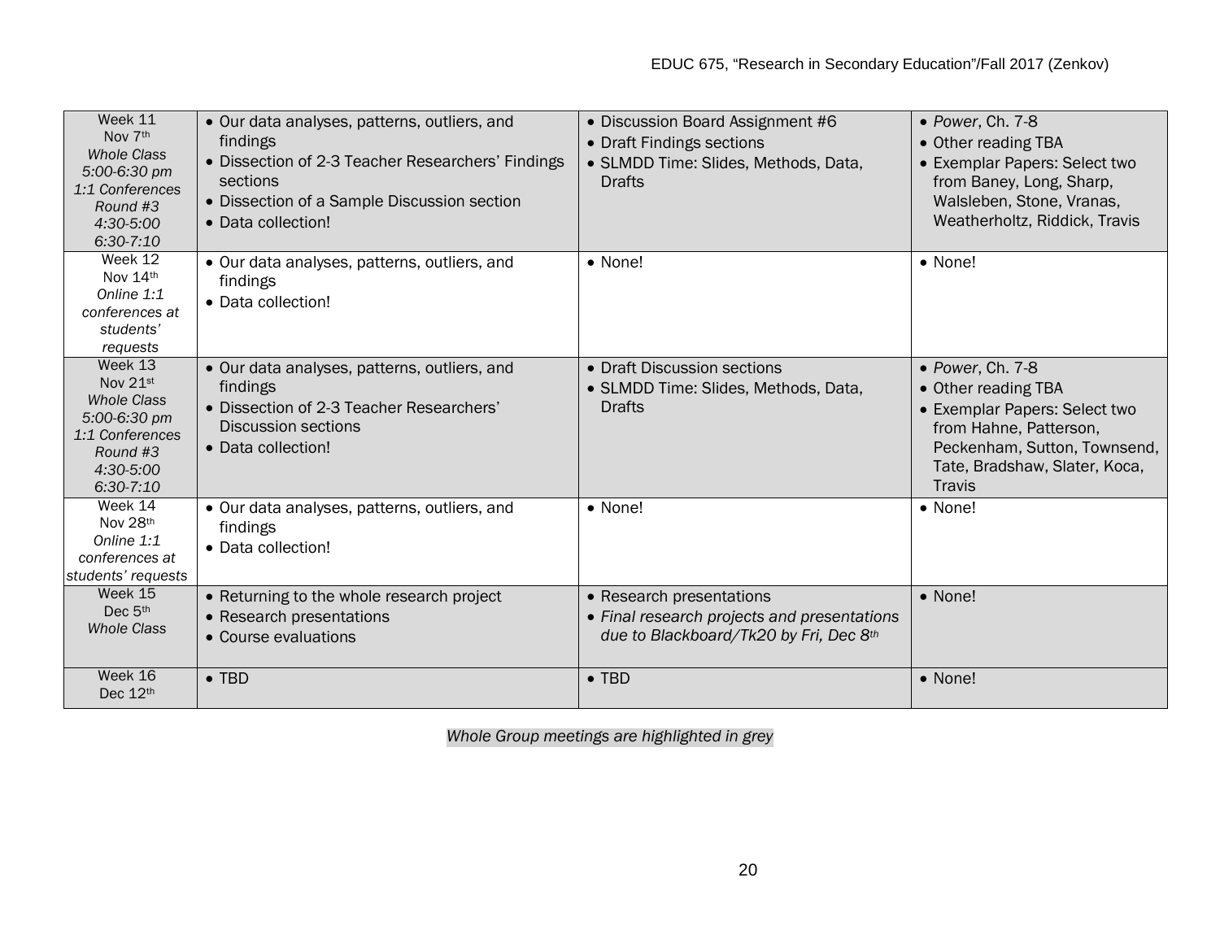| Week 11<br>Nov 7th<br>*Whole Class*<br>*5:00-6:30 pm*<br>*1:1 Conferences Round #3*<br>*4:30-5:00*<br>*6:30-7:10* | • Our data analyses, patterns, outliers, and findings<br>• Dissection of 2-3 Teacher Researchers' Findings sections<br>• Dissection of a Sample Discussion section<br>• Data collection! | • Discussion Board Assignment #6<br>• Draft Findings sections<br>• SLMDD Time: Slides, Methods, Data, Drafts | • *Power*, Ch. 7-8<br>• Other reading TBA<br>• Exemplar Papers: Select two from Baney, Long, Sharp, Walsleben, Stone, Vranas, Weatherholtz, Riddick, Travis |
|---|---|---|---|
| Week 12<br>Nov 14th<br>*Online 1:1 conferences at students' requests* | • Our data analyses, patterns, outliers, and findings<br>• Data collection! | • None! | • None! |
| Week 13<br>Nov 21st<br>*Whole Class*<br>*5:00-6:30 pm*<br>*1:1 Conferences Round #3*<br>*4:30-5:00*<br>*6:30-7:10* | • Our data analyses, patterns, outliers, and findings<br>• Dissection of 2-3 Teacher Researchers' Discussion sections<br>• Data collection! | • Draft Discussion sections<br>• SLMDD Time: Slides, Methods, Data, Drafts | • *Power*, Ch. 7-8<br>• Other reading TBA<br>• Exemplar Papers: Select two from Hahne, Patterson, Peckenham, Sutton, Townsend, Tate, Bradshaw, Slater, Koca, Travis |
| Week 14<br>Nov 28th<br>*Online 1:1 conferences at students' requests* | • Our data analyses, patterns, outliers, and findings<br>• Data collection! | • None! | • None! |
| Week 15<br>Dec 5th<br>*Whole Class* | • Returning to the whole research project<br>• Research presentations<br>• Course evaluations | • Research presentations<br>• *Final research projects and presentations due to Blackboard/Tk20 by Fri, Dec 8th* | • None! |
| Week 16<br>Dec 12th | • TBD | • TBD | • None! |

*Whole Group meetings are highlighted in grey*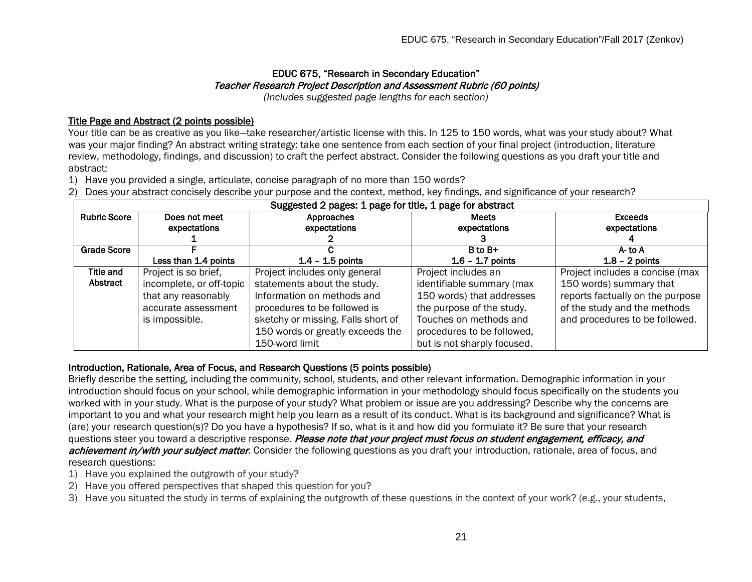# EDUC 675, "Research in Secondary Education"

*Teacher Research Project Description and Assessment Rubric (60 points)*

*(Includes suggested page lengths for each section)*

## Title Page and Abstract (2 points possible)

Your title can be as creative as you like—take researcher/artistic license with this. In 125 to 150 words, what was your study about? What was your major finding? An abstract writing strategy: take one sentence from each section of your final project (introduction, literature review, methodology, findings, and discussion) to craft the perfect abstract. Consider the following questions as you draft your title and abstract:

1) Have you provided a single, articulate, concise paragraph of no more than 150 words?
2) Does your abstract concisely describe your purpose and the context, method, key findings, and significance of your research?

| Suggested 2 pages: 1 page for title, 1 page for abstract | | | | |
|---|---|---|---|---|
| **Rubric Score** | **Does not meet expectations 1** | **Approaches expectations 2** | **Meets expectations 3** | **Exceeds expectations 4** |
| **Grade Score** | **F Less than 1.4 points** | **C 1.4 – 1.5 points** | **B to B+ 1.6 – 1.7 points** | **A- to A 1.8 – 2 points** |
| **Title and Abstract** | Project is so brief, incomplete, or off-topic that any reasonably accurate assessment is impossible. | Project includes only general statements about the study. Information on methods and procedures to be followed is sketchy or missing. Falls short of 150 words or greatly exceeds the 150-word limit | Project includes an identifiable summary (max 150 words) that addresses the purpose of the study. Touches on methods and procedures to be followed, but is not sharply focused. | Project includes a concise (max 150 words) summary that reports factually on the purpose of the study and the methods and procedures to be followed. |

## Introduction, Rationale, Area of Focus, and Research Questions (5 points possible)

Briefly describe the setting, including the community, school, students, and other relevant information. Demographic information in your introduction should focus on your school, while demographic information in your methodology should focus specifically on the students you worked with in your study. What is the purpose of your study? What problem or issue are you addressing? Describe why the concerns are important to you and what your research might help you learn as a result of its conduct. What is its background and significance? What is (are) your research question(s)? Do you have a hypothesis? If so, what is it and how did you formulate it? Be sure that your research questions steer you toward a descriptive response. ***Please note that your project must focus on student engagement, efficacy, and achievement in/with your subject matter***. Consider the following questions as you draft your introduction, rationale, area of focus, and research questions:

1) Have you explained the outgrowth of your study?
2) Have you offered perspectives that shaped this question for you?
3) Have you situated the study in terms of explaining the outgrowth of these questions in the context of your work? (e.g., your students,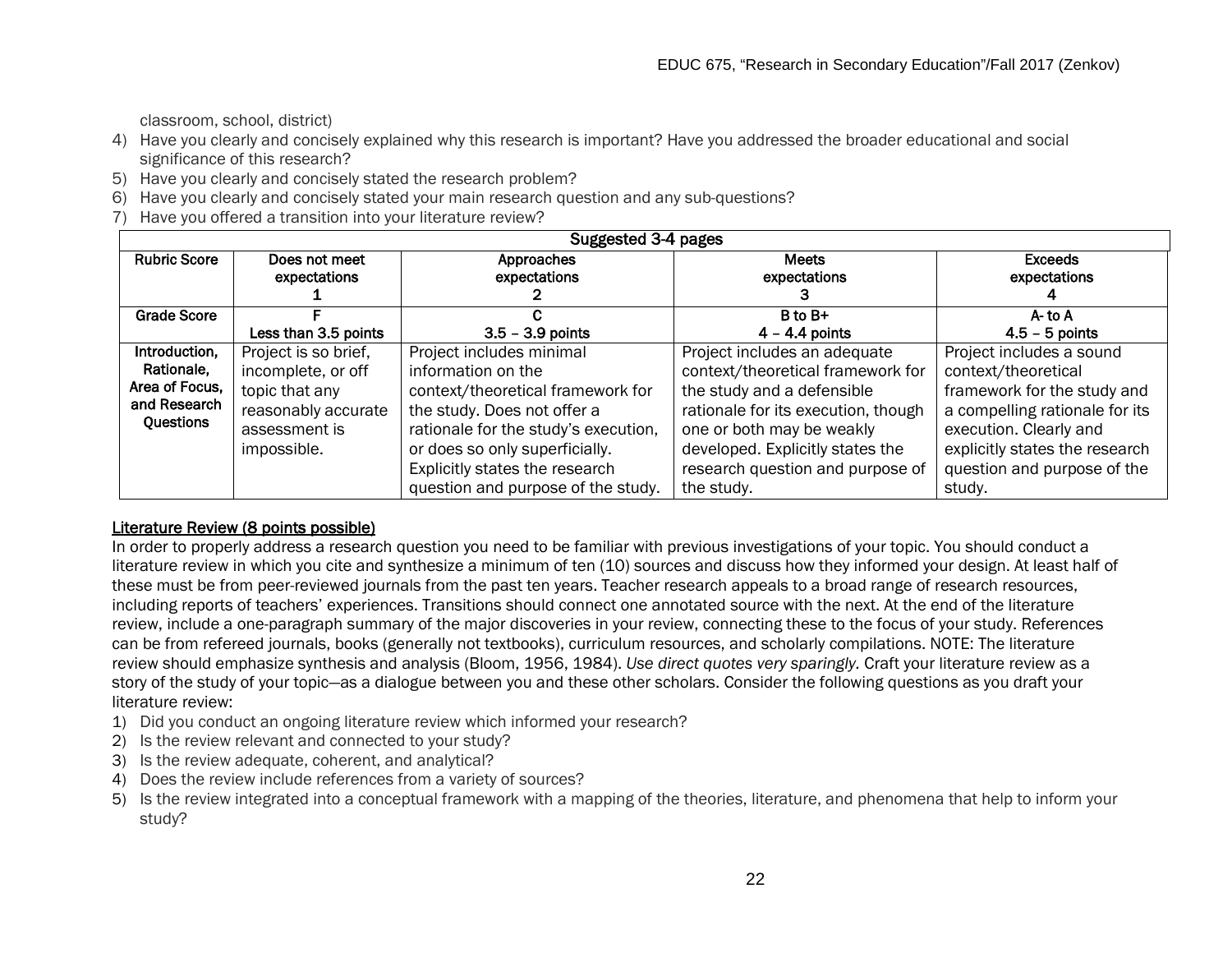classroom, school, district)

4) Have you clearly and concisely explained why this research is important? Have you addressed the broader educational and social significance of this research?
5) Have you clearly and concisely stated the research problem?
6) Have you clearly and concisely stated your main research question and any sub-questions?
7) Have you offered a transition into your literature review?

| Suggested 3-4 pages | | | | |
|---|---|---|---|---|
| **Rubric Score** | **Does not meet expectations 1** | **Approaches expectations 2** | **Meets expectations 3** | **Exceeds expectations 4** |
| **Grade Score** | **F Less than 3.5 points** | **C 3.5 – 3.9 points** | **B to B+ 4 – 4.4 points** | **A- to A 4.5 – 5 points** |
| **Introduction, Rationale, Area of Focus, and Research Questions** | Project is so brief, incomplete, or off topic that any reasonably accurate assessment is impossible. | Project includes minimal information on the context/theoretical framework for the study. Does not offer a rationale for the study's execution, or does so only superficially. Explicitly states the research question and purpose of the study. | Project includes an adequate context/theoretical framework for the study and a defensible rationale for its execution, though one or both may be weakly developed. Explicitly states the research question and purpose of the study. | Project includes a sound context/theoretical framework for the study and a compelling rationale for its execution. Clearly and explicitly states the research question and purpose of the study. |

## Literature Review (8 points possible)

In order to properly address a research question you need to be familiar with previous investigations of your topic. You should conduct a literature review in which you cite and synthesize a minimum of ten (10) sources and discuss how they informed your design. At least half of these must be from peer-reviewed journals from the past ten years. Teacher research appeals to a broad range of research resources, including reports of teachers' experiences. Transitions should connect one annotated source with the next. At the end of the literature review, include a one-paragraph summary of the major discoveries in your review, connecting these to the focus of your study. References can be from refereed journals, books (generally not textbooks), curriculum resources, and scholarly compilations. NOTE: The literature review should emphasize synthesis and analysis (Bloom, 1956, 1984). *Use direct quotes very sparingly.* Craft your literature review as a story of the study of your topic—as a dialogue between you and these other scholars. Consider the following questions as you draft your literature review:

1) Did you conduct an ongoing literature review which informed your research?
2) Is the review relevant and connected to your study?
3) Is the review adequate, coherent, and analytical?
4) Does the review include references from a variety of sources?
5) Is the review integrated into a conceptual framework with a mapping of the theories, literature, and phenomena that help to inform your study?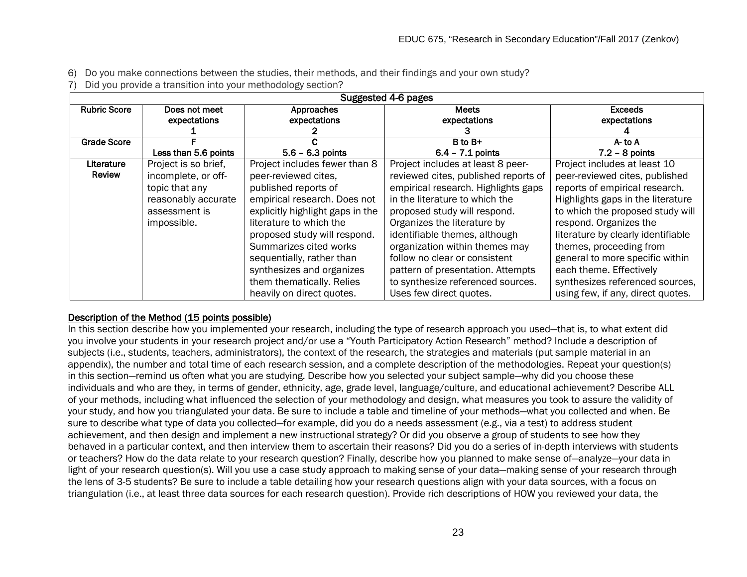6) Do you make connections between the studies, their methods, and their findings and your own study?
7) Did you provide a transition into your methodology section?

| Suggested 4-6 pages | | | | |
|---|---|---|---|---|
| **Rubric Score** | **Does not meet expectations 1** | **Approaches expectations 2** | **Meets expectations 3** | **Exceeds expectations 4** |
| **Grade Score** | **F Less than 5.6 points** | **C 5.6 – 6.3 points** | **B to B+ 6.4 – 7.1 points** | **A- to A 7.2 – 8 points** |
| **Literature Review** | Project is so brief, incomplete, or off-topic that any reasonably accurate assessment is impossible. | Project includes fewer than 8 peer-reviewed cites, published reports of empirical research. Does not explicitly highlight gaps in the literature to which the proposed study will respond. Summarizes cited works sequentially, rather than synthesizes and organizes them thematically. Relies heavily on direct quotes. | Project includes at least 8 peer-reviewed cites, published reports of empirical research. Highlights gaps in the literature to which the proposed study will respond. Organizes the literature by identifiable themes, although organization within themes may follow no clear or consistent pattern of presentation. Attempts to synthesize referenced sources. Uses few direct quotes. | Project includes at least 10 peer-reviewed cites, published reports of empirical research. Highlights gaps in the literature to which the proposed study will respond. Organizes the literature by clearly identifiable themes, proceeding from general to more specific within each theme. Effectively synthesizes referenced sources, using few, if any, direct quotes. |

<u>Description of the Method (15 points possible)</u>

In this section describe how you implemented your research, including the type of research approach you used—that is, to what extent did you involve your students in your research project and/or use a "Youth Participatory Action Research" method? Include a description of subjects (i.e., students, teachers, administrators), the context of the research, the strategies and materials (put sample material in an appendix), the number and total time of each research session, and a complete description of the methodologies. Repeat your question(s) in this section—remind us often what you are studying. Describe how you selected your subject sample—why did you choose these individuals and who are they, in terms of gender, ethnicity, age, grade level, language/culture, and educational achievement? Describe ALL of your methods, including what influenced the selection of your methodology and design, what measures you took to assure the validity of your study, and how you triangulated your data. Be sure to include a table and timeline of your methods—what you collected and when. Be sure to describe what type of data you collected—for example, did you do a needs assessment (e.g., via a test) to address student achievement, and then design and implement a new instructional strategy? Or did you observe a group of students to see how they behaved in a particular context, and then interview them to ascertain their reasons? Did you do a series of in-depth interviews with students or teachers? How do the data relate to your research question? Finally, describe how you planned to make sense of—analyze—your data in light of your research question(s). Will you use a case study approach to making sense of your data—making sense of your research through the lens of 3-5 students? Be sure to include a table detailing how your research questions align with your data sources, with a focus on triangulation (i.e., at least three data sources for each research question). Provide rich descriptions of HOW you reviewed your data, the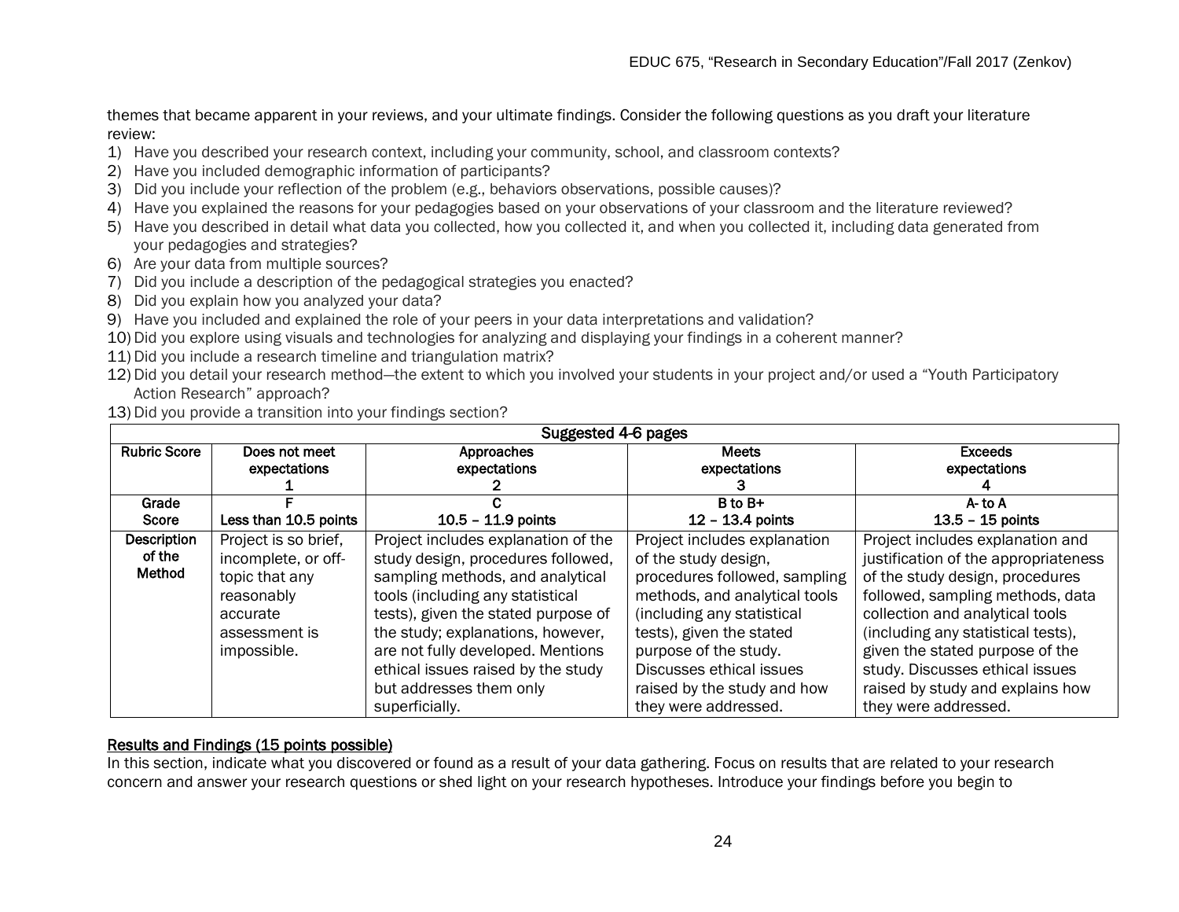themes that became apparent in your reviews, and your ultimate findings. Consider the following questions as you draft your literature review:

1) Have you described your research context, including your community, school, and classroom contexts?
2) Have you included demographic information of participants?
3) Did you include your reflection of the problem (e.g., behaviors observations, possible causes)?
4) Have you explained the reasons for your pedagogies based on your observations of your classroom and the literature reviewed?
5) Have you described in detail what data you collected, how you collected it, and when you collected it, including data generated from your pedagogies and strategies?
6) Are your data from multiple sources?
7) Did you include a description of the pedagogical strategies you enacted?
8) Did you explain how you analyzed your data?
9) Have you included and explained the role of your peers in your data interpretations and validation?
10) Did you explore using visuals and technologies for analyzing and displaying your findings in a coherent manner?
11) Did you include a research timeline and triangulation matrix?
12) Did you detail your research method—the extent to which you involved your students in your project and/or used a "Youth Participatory Action Research" approach?
13) Did you provide a transition into your findings section?

| Suggested 4-6 pages | | | | |
|---|---|---|---|---|
| **Rubric Score** | **Does not meet expectations 1** | **Approaches expectations 2** | **Meets expectations 3** | **Exceeds expectations 4** |
| **Grade Score** | **F Less than 10.5 points** | **C 10.5 – 11.9 points** | **B to B+ 12 – 13.4 points** | **A- to A 13.5 – 15 points** |
| **Description of the Method** | Project is so brief, incomplete, or off-topic that any reasonably accurate assessment is impossible. | Project includes explanation of the study design, procedures followed, sampling methods, and analytical tools (including any statistical tests), given the stated purpose of the study; explanations, however, are not fully developed. Mentions ethical issues raised by the study but addresses them only superficially. | Project includes explanation of the study design, procedures followed, sampling methods, and analytical tools (including any statistical tests), given the stated purpose of the study. Discusses ethical issues raised by the study and how they were addressed. | Project includes explanation and justification of the appropriateness of the study design, procedures followed, sampling methods, data collection and analytical tools (including any statistical tests), given the stated purpose of the study. Discusses ethical issues raised by study and explains how they were addressed. |

<u>**Results and Findings (15 points possible)**</u>

In this section, indicate what you discovered or found as a result of your data gathering. Focus on results that are related to your research concern and answer your research questions or shed light on your research hypotheses. Introduce your findings before you begin to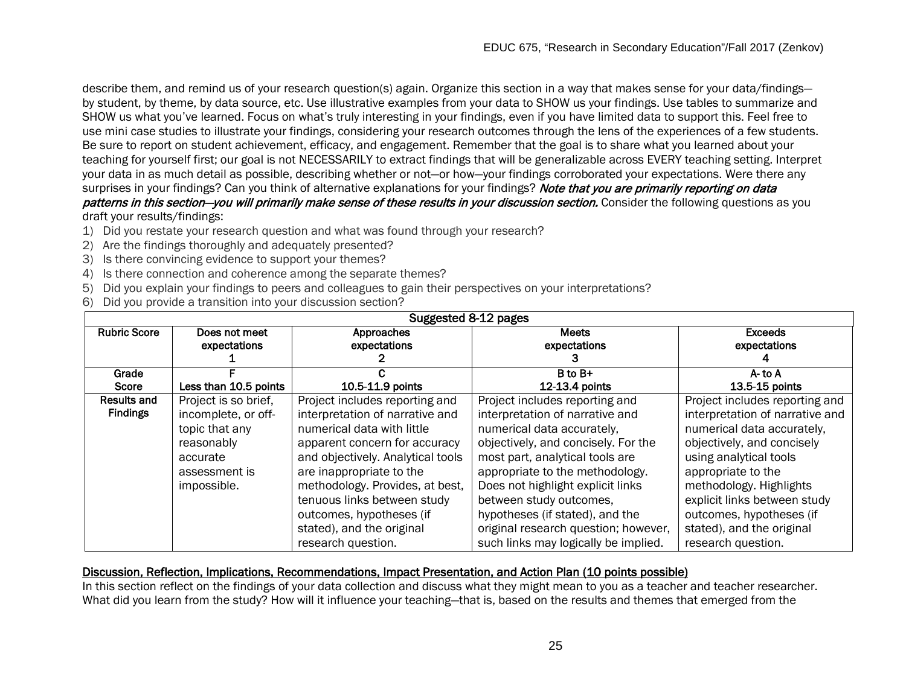describe them, and remind us of your research question(s) again. Organize this section in a way that makes sense for your data/findings—by student, by theme, by data source, etc. Use illustrative examples from your data to SHOW us your findings. Use tables to summarize and SHOW us what you've learned. Focus on what's truly interesting in your findings, even if you have limited data to support this. Feel free to use mini case studies to illustrate your findings, considering your research outcomes through the lens of the experiences of a few students. Be sure to report on student achievement, efficacy, and engagement. Remember that the goal is to share what you learned about your teaching for yourself first; our goal is not NECESSARILY to extract findings that will be generalizable across EVERY teaching setting. Interpret your data in as much detail as possible, describing whether or not—or how—your findings corroborated your expectations. Were there any surprises in your findings? Can you think of alternative explanations for your findings? *Note that you are primarily reporting on data patterns in this section—you will primarily make sense of these results in your discussion section.* Consider the following questions as you draft your results/findings:

1) Did you restate your research question and what was found through your research?
2) Are the findings thoroughly and adequately presented?
3) Is there convincing evidence to support your themes?
4) Is there connection and coherence among the separate themes?
5) Did you explain your findings to peers and colleagues to gain their perspectives on your interpretations?
6) Did you provide a transition into your discussion section?

| Suggested 8-12 pages | | | | |
|---|---|---|---|---|
| **Rubric Score** | **Does not meet expectations 1** | **Approaches expectations 2** | **Meets expectations 3** | **Exceeds expectations 4** |
| **Grade Score** | **F Less than 10.5 points** | **C 10.5-11.9 points** | **B to B+ 12-13.4 points** | **A- to A 13.5-15 points** |
| **Results and Findings** | Project is so brief, incomplete, or off-topic that any reasonably accurate assessment is impossible. | Project includes reporting and interpretation of narrative and numerical data with little apparent concern for accuracy and objectively. Analytical tools are inappropriate to the methodology. Provides, at best, tenuous links between study outcomes, hypotheses (if stated), and the original research question. | Project includes reporting and interpretation of narrative and numerical data accurately, objectively, and concisely. For the most part, analytical tools are appropriate to the methodology. Does not highlight explicit links between study outcomes, hypotheses (if stated), and the original research question; however, such links may logically be implied. | Project includes reporting and interpretation of narrative and numerical data accurately, objectively, and concisely using analytical tools appropriate to the methodology. Highlights explicit links between study outcomes, hypotheses (if stated), and the original research question. |

## Discussion, Reflection, Implications, Recommendations, Impact Presentation, and Action Plan (10 points possible)

In this section reflect on the findings of your data collection and discuss what they might mean to you as a teacher and teacher researcher. What did you learn from the study? How will it influence your teaching—that is, based on the results and themes that emerged from the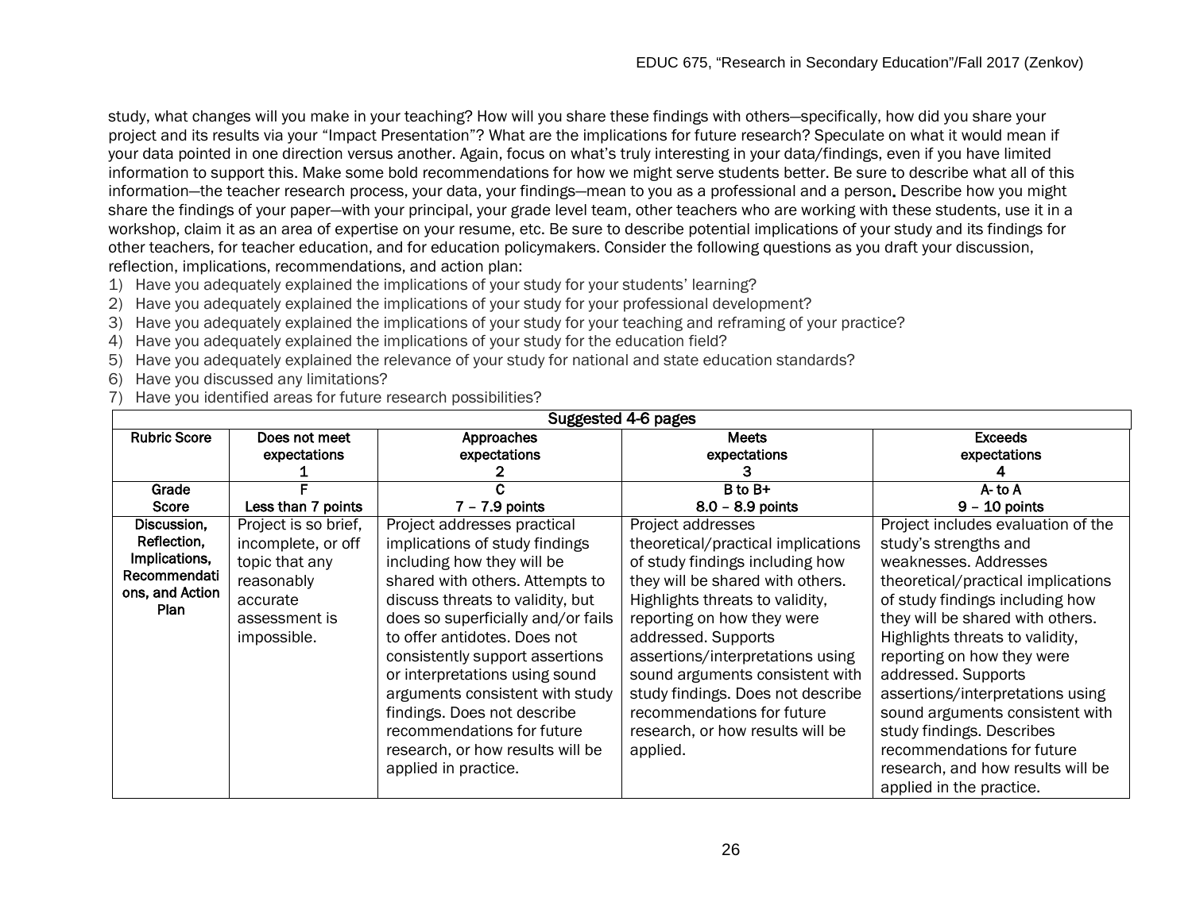study, what changes will you make in your teaching? How will you share these findings with others—specifically, how did you share your project and its results via your "Impact Presentation"? What are the implications for future research? Speculate on what it would mean if your data pointed in one direction versus another. Again, focus on what's truly interesting in your data/findings, even if you have limited information to support this. Make some bold recommendations for how we might serve students better. Be sure to describe what all of this information—the teacher research process, your data, your findings—mean to you as a professional and a person**.** Describe how you might share the findings of your paper—with your principal, your grade level team, other teachers who are working with these students, use it in a workshop, claim it as an area of expertise on your resume, etc. Be sure to describe potential implications of your study and its findings for other teachers, for teacher education, and for education policymakers. Consider the following questions as you draft your discussion, reflection, implications, recommendations, and action plan:

1) Have you adequately explained the implications of your study for your students' learning?
2) Have you adequately explained the implications of your study for your professional development?
3) Have you adequately explained the implications of your study for your teaching and reframing of your practice?
4) Have you adequately explained the implications of your study for the education field?
5) Have you adequately explained the relevance of your study for national and state education standards?
6) Have you discussed any limitations?
7) Have you identified areas for future research possibilities?

| Suggested 4-6 pages | | | | |
|---|---|---|---|---|
| **Rubric Score** | **Does not meet expectations 1** | **Approaches expectations 2** | **Meets expectations 3** | **Exceeds expectations 4** |
| **Grade Score** | **F Less than 7 points** | **C 7 – 7.9 points** | **B to B+ 8.0 – 8.9 points** | **A- to A 9 – 10 points** |
| **Discussion, Reflection, Implications, Recommendations, and Action Plan** | Project is so brief, incomplete, or off topic that any reasonably accurate assessment is impossible. | Project addresses practical implications of study findings including how they will be shared with others. Attempts to discuss threats to validity, but does so superficially and/or fails to offer antidotes. Does not consistently support assertions or interpretations using sound arguments consistent with study findings. Does not describe recommendations for future research, or how results will be applied in practice. | Project addresses theoretical/practical implications of study findings including how they will be shared with others. Highlights threats to validity, reporting on how they were addressed. Supports assertions/interpretations using sound arguments consistent with study findings. Does not describe recommendations for future research, or how results will be applied. | Project includes evaluation of the study's strengths and weaknesses. Addresses theoretical/practical implications of study findings including how they will be shared with others. Highlights threats to validity, reporting on how they were addressed. Supports assertions/interpretations using sound arguments consistent with study findings. Describes recommendations for future research, and how results will be applied in the practice. |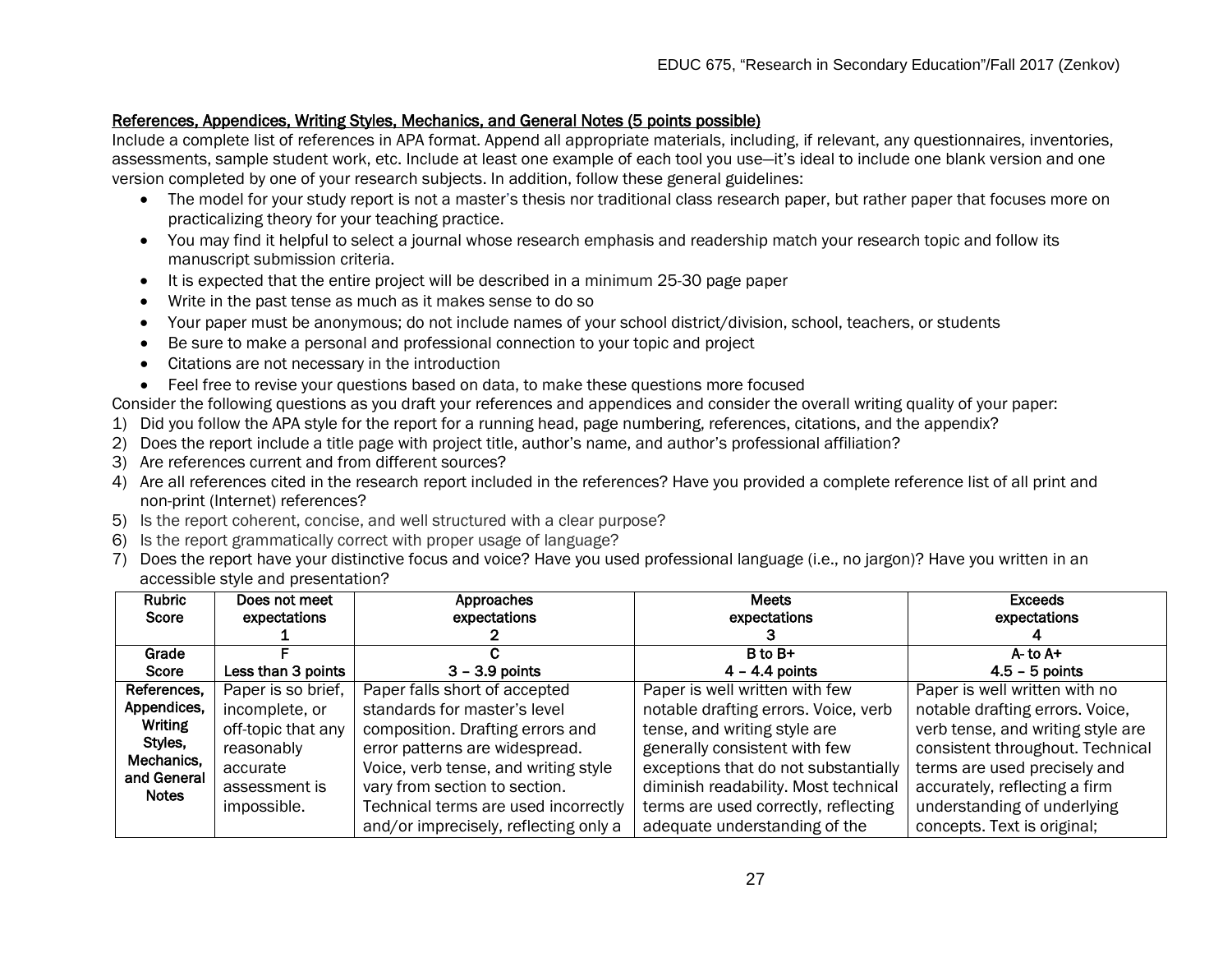References, Appendices, Writing Styles, Mechanics, and General Notes (5 points possible)

Include a complete list of references in APA format. Append all appropriate materials, including, if relevant, any questionnaires, inventories, assessments, sample student work, etc. Include at least one example of each tool you use—it's ideal to include one blank version and one version completed by one of your research subjects. In addition, follow these general guidelines:

- The model for your study report is not a master's thesis nor traditional class research paper, but rather paper that focuses more on practicalizing theory for your teaching practice.
- You may find it helpful to select a journal whose research emphasis and readership match your research topic and follow its manuscript submission criteria.
- It is expected that the entire project will be described in a minimum 25-30 page paper
- Write in the past tense as much as it makes sense to do so
- Your paper must be anonymous; do not include names of your school district/division, school, teachers, or students
- Be sure to make a personal and professional connection to your topic and project
- Citations are not necessary in the introduction
- Feel free to revise your questions based on data, to make these questions more focused

Consider the following questions as you draft your references and appendices and consider the overall writing quality of your paper:

1) Did you follow the APA style for the report for a running head, page numbering, references, citations, and the appendix?
2) Does the report include a title page with project title, author's name, and author's professional affiliation?
3) Are references current and from different sources?
4) Are all references cited in the research report included in the references? Have you provided a complete reference list of all print and non-print (Internet) references?
5) Is the report coherent, concise, and well structured with a clear purpose?
6) Is the report grammatically correct with proper usage of language?
7) Does the report have your distinctive focus and voice? Have you used professional language (i.e., no jargon)? Have you written in an accessible style and presentation?

| Rubric Score | Does not meet expectations 1 | Approaches expectations 2 | Meets expectations 3 | Exceeds expectations 4 |
|---|---|---|---|---|
| Grade Score | F Less than 3 points | C 3 – 3.9 points | B to B+ 4 – 4.4 points | A- to A+ 4.5 – 5 points |
| References, Appendices, Writing Styles, Mechanics, and General Notes | Paper is so brief, incomplete, or off-topic that any reasonably accurate assessment is impossible. | Paper falls short of accepted standards for master's level composition. Drafting errors and error patterns are widespread. Voice, verb tense, and writing style vary from section to section. Technical terms are used incorrectly and/or imprecisely, reflecting only a | Paper is well written with few notable drafting errors. Voice, verb tense, and writing style are generally consistent with few exceptions that do not substantially diminish readability. Most technical terms are used correctly, reflecting adequate understanding of the | Paper is well written with no notable drafting errors. Voice, verb tense, and writing style are consistent throughout. Technical terms are used precisely and accurately, reflecting a firm understanding of underlying concepts. Text is original; |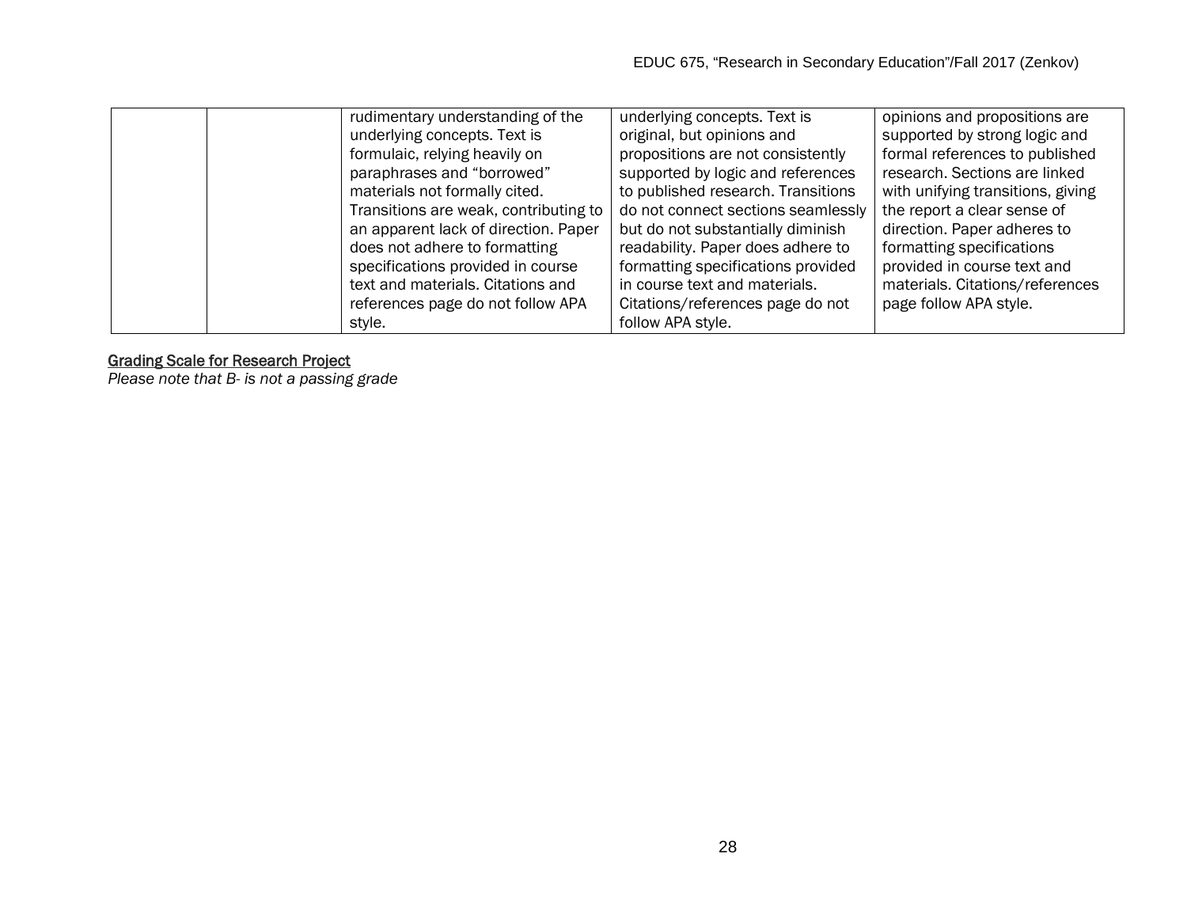| | | | | |
|---|---|---|---|---|
| | | rudimentary understanding of the underlying concepts. Text is formulaic, relying heavily on paraphrases and "borrowed" materials not formally cited. Transitions are weak, contributing to an apparent lack of direction. Paper does not adhere to formatting specifications provided in course text and materials. Citations and references page do not follow APA style. | underlying concepts. Text is original, but opinions and propositions are not consistently supported by logic and references to published research. Transitions do not connect sections seamlessly but do not substantially diminish readability. Paper does adhere to formatting specifications provided in course text and materials. Citations/references page do not follow APA style. | opinions and propositions are supported by strong logic and formal references to published research. Sections are linked with unifying transitions, giving the report a clear sense of direction. Paper adheres to formatting specifications provided in course text and materials. Citations/references page follow APA style. |

<u>Grading Scale for Research Project</u>

*Please note that B- is not a passing grade*